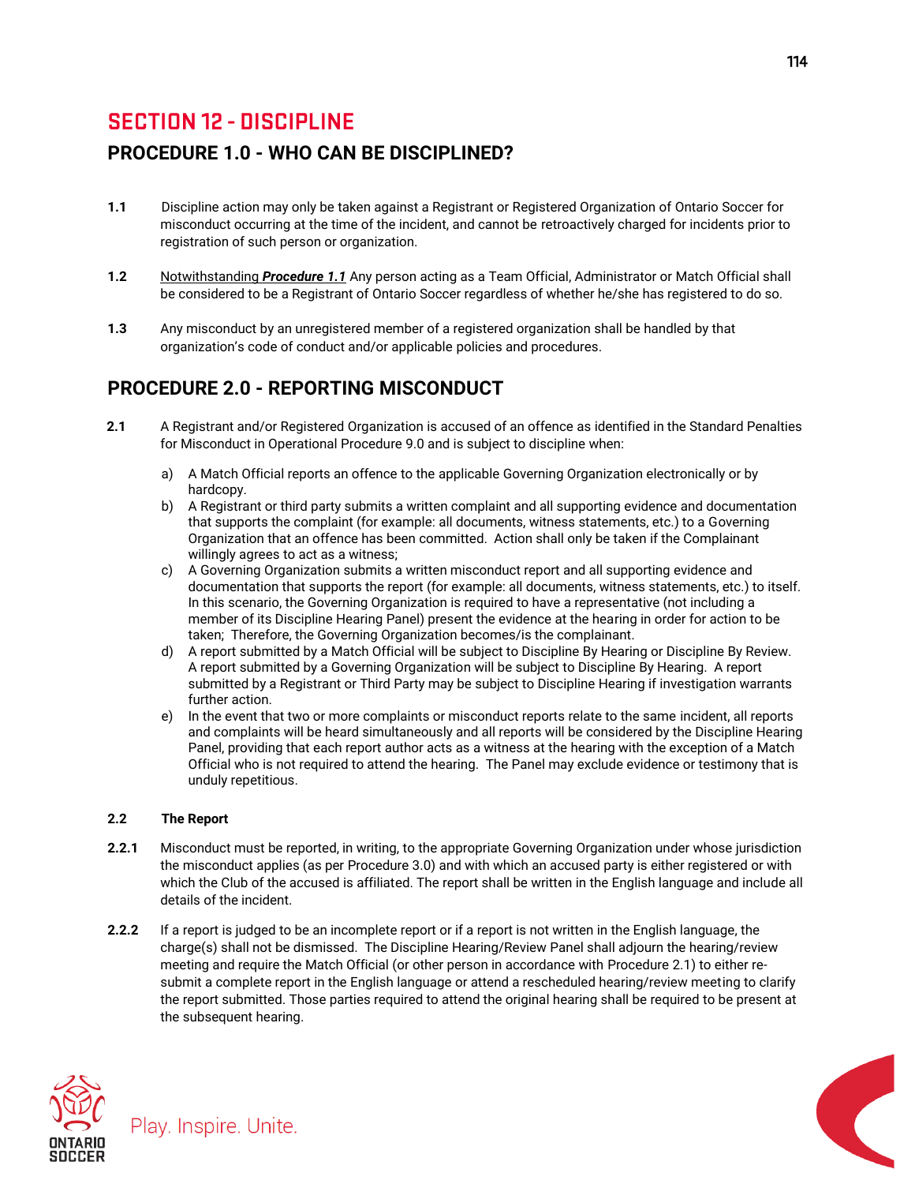# SECTION 12 - DISCIPLINE

## PROCEDURE 1.0 - WHO CAN BE DISCIPLINED?

**1.1** Discipline action may only be taken against a Registrant or Registered Organization of Ontario Soccer for misconduct occurring at the time of the incident, and cannot be retroactively charged for incidents prior to registration of such person or organization.

**1.2** Notwithstanding ***Procedure 1.1*** Any person acting as a Team Official, Administrator or Match Official shall be considered to be a Registrant of Ontario Soccer regardless of whether he/she has registered to do so.

**1.3** Any misconduct by an unregistered member of a registered organization shall be handled by that organization's code of conduct and/or applicable policies and procedures.

## PROCEDURE 2.0 - REPORTING MISCONDUCT

**2.1** A Registrant and/or Registered Organization is accused of an offence as identified in the Standard Penalties for Misconduct in Operational Procedure 9.0 and is subject to discipline when:

a) A Match Official reports an offence to the applicable Governing Organization electronically or by hardcopy.

b) A Registrant or third party submits a written complaint and all supporting evidence and documentation that supports the complaint (for example: all documents, witness statements, etc.) to a Governing Organization that an offence has been committed. Action shall only be taken if the Complainant willingly agrees to act as a witness;

c) A Governing Organization submits a written misconduct report and all supporting evidence and documentation that supports the report (for example: all documents, witness statements, etc.) to itself. In this scenario, the Governing Organization is required to have a representative (not including a member of its Discipline Hearing Panel) present the evidence at the hearing in order for action to be taken; Therefore, the Governing Organization becomes/is the complainant.

d) A report submitted by a Match Official will be subject to Discipline By Hearing or Discipline By Review. A report submitted by a Governing Organization will be subject to Discipline By Hearing. A report submitted by a Registrant or Third Party may be subject to Discipline Hearing if investigation warrants further action.

e) In the event that two or more complaints or misconduct reports relate to the same incident, all reports and complaints will be heard simultaneously and all reports will be considered by the Discipline Hearing Panel, providing that each report author acts as a witness at the hearing with the exception of a Match Official who is not required to attend the hearing. The Panel may exclude evidence or testimony that is unduly repetitious.

**2.2 The Report**

**2.2.1** Misconduct must be reported, in writing, to the appropriate Governing Organization under whose jurisdiction the misconduct applies (as per Procedure 3.0) and with which an accused party is either registered or with which the Club of the accused is affiliated. The report shall be written in the English language and include all details of the incident.

**2.2.2** If a report is judged to be an incomplete report or if a report is not written in the English language, the charge(s) shall not be dismissed. The Discipline Hearing/Review Panel shall adjourn the hearing/review meeting and require the Match Official (or other person in accordance with Procedure 2.1) to either re-submit a complete report in the English language or attend a rescheduled hearing/review meeting to clarify the report submitted. Those parties required to attend the original hearing shall be required to be present at the subsequent hearing.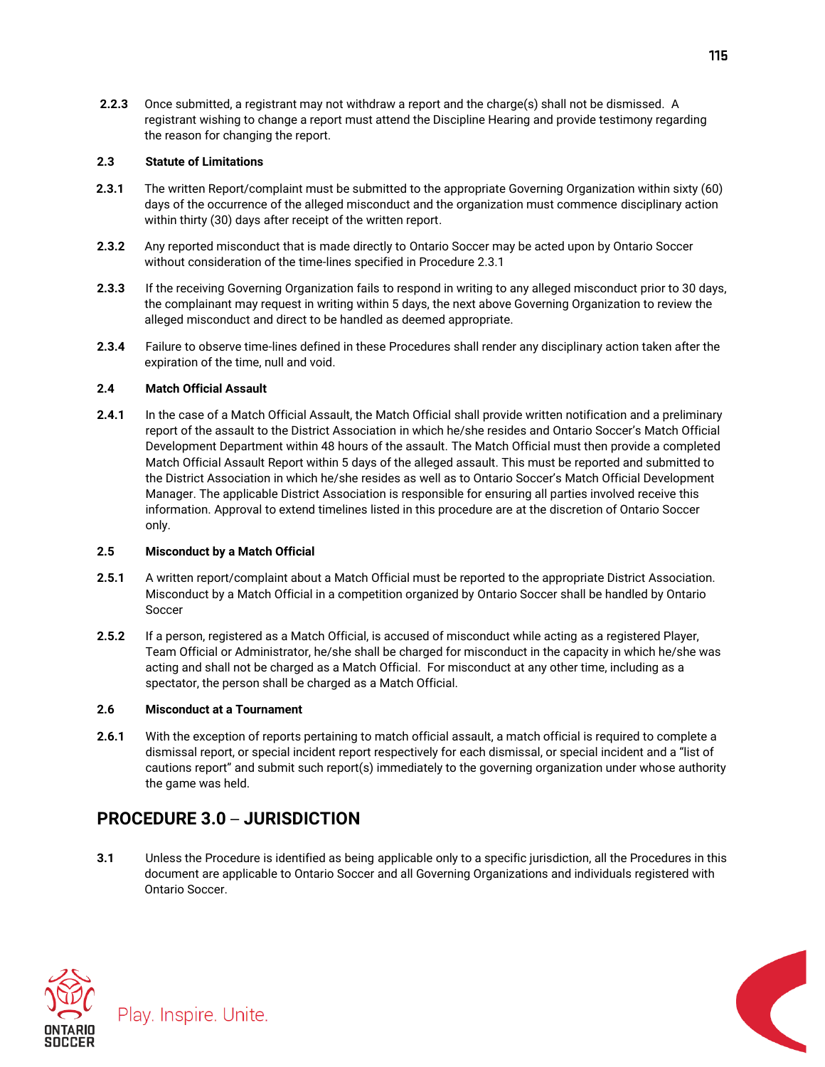**2.2.3** Once submitted, a registrant may not withdraw a report and the charge(s) shall not be dismissed. A registrant wishing to change a report must attend the Discipline Hearing and provide testimony regarding the reason for changing the report.

**2.3 Statute of Limitations**

**2.3.1** The written Report/complaint must be submitted to the appropriate Governing Organization within sixty (60) days of the occurrence of the alleged misconduct and the organization must commence disciplinary action within thirty (30) days after receipt of the written report.

**2.3.2** Any reported misconduct that is made directly to Ontario Soccer may be acted upon by Ontario Soccer without consideration of the time-lines specified in Procedure 2.3.1

**2.3.3** If the receiving Governing Organization fails to respond in writing to any alleged misconduct prior to 30 days, the complainant may request in writing within 5 days, the next above Governing Organization to review the alleged misconduct and direct to be handled as deemed appropriate.

**2.3.4** Failure to observe time-lines defined in these Procedures shall render any disciplinary action taken after the expiration of the time, null and void.

**2.4 Match Official Assault**

**2.4.1** In the case of a Match Official Assault, the Match Official shall provide written notification and a preliminary report of the assault to the District Association in which he/she resides and Ontario Soccer's Match Official Development Department within 48 hours of the assault. The Match Official must then provide a completed Match Official Assault Report within 5 days of the alleged assault. This must be reported and submitted to the District Association in which he/she resides as well as to Ontario Soccer's Match Official Development Manager. The applicable District Association is responsible for ensuring all parties involved receive this information. Approval to extend timelines listed in this procedure are at the discretion of Ontario Soccer only.

**2.5 Misconduct by a Match Official**

**2.5.1** A written report/complaint about a Match Official must be reported to the appropriate District Association. Misconduct by a Match Official in a competition organized by Ontario Soccer shall be handled by Ontario Soccer

**2.5.2** If a person, registered as a Match Official, is accused of misconduct while acting as a registered Player, Team Official or Administrator, he/she shall be charged for misconduct in the capacity in which he/she was acting and shall not be charged as a Match Official. For misconduct at any other time, including as a spectator, the person shall be charged as a Match Official.

**2.6 Misconduct at a Tournament**

**2.6.1** With the exception of reports pertaining to match official assault, a match official is required to complete a dismissal report, or special incident report respectively for each dismissal, or special incident and a "list of cautions report" and submit such report(s) immediately to the governing organization under whose authority the game was held.

## PROCEDURE 3.0 – JURISDICTION

**3.1** Unless the Procedure is identified as being applicable only to a specific jurisdiction, all the Procedures in this document are applicable to Ontario Soccer and all Governing Organizations and individuals registered with Ontario Soccer.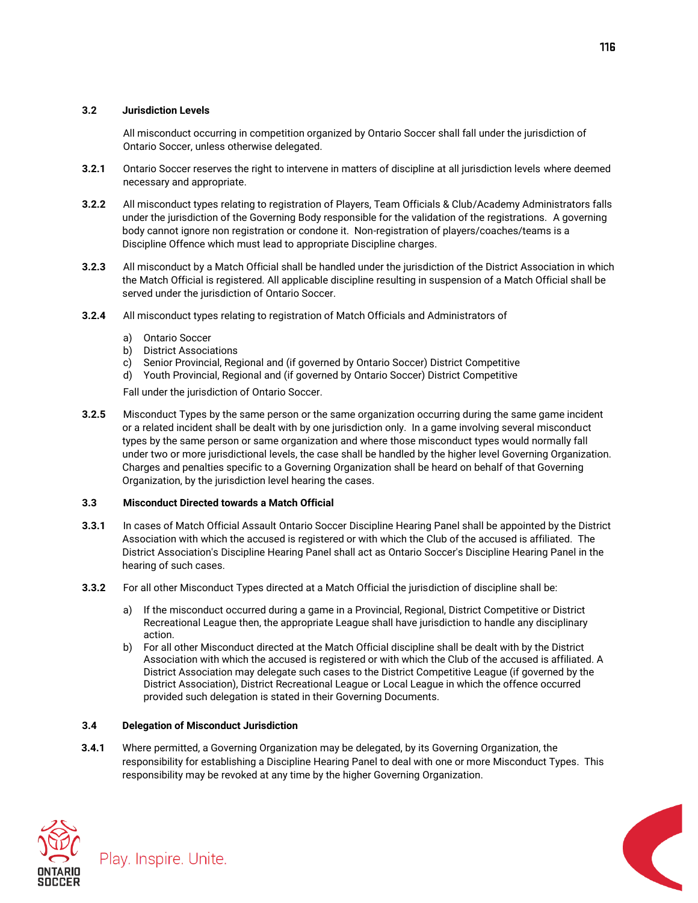**3.2 Jurisdiction Levels**

All misconduct occurring in competition organized by Ontario Soccer shall fall under the jurisdiction of Ontario Soccer, unless otherwise delegated.

**3.2.1** Ontario Soccer reserves the right to intervene in matters of discipline at all jurisdiction levels where deemed necessary and appropriate.

**3.2.2** All misconduct types relating to registration of Players, Team Officials & Club/Academy Administrators falls under the jurisdiction of the Governing Body responsible for the validation of the registrations. A governing body cannot ignore non registration or condone it. Non-registration of players/coaches/teams is a Discipline Offence which must lead to appropriate Discipline charges.

**3.2.3** All misconduct by a Match Official shall be handled under the jurisdiction of the District Association in which the Match Official is registered. All applicable discipline resulting in suspension of a Match Official shall be served under the jurisdiction of Ontario Soccer.

**3.2.4** All misconduct types relating to registration of Match Officials and Administrators of

a) Ontario Soccer
b) District Associations
c) Senior Provincial, Regional and (if governed by Ontario Soccer) District Competitive
d) Youth Provincial, Regional and (if governed by Ontario Soccer) District Competitive

Fall under the jurisdiction of Ontario Soccer.

**3.2.5** Misconduct Types by the same person or the same organization occurring during the same game incident or a related incident shall be dealt with by one jurisdiction only. In a game involving several misconduct types by the same person or same organization and where those misconduct types would normally fall under two or more jurisdictional levels, the case shall be handled by the higher level Governing Organization. Charges and penalties specific to a Governing Organization shall be heard on behalf of that Governing Organization, by the jurisdiction level hearing the cases.

**3.3 Misconduct Directed towards a Match Official**

**3.3.1** In cases of Match Official Assault Ontario Soccer Discipline Hearing Panel shall be appointed by the District Association with which the accused is registered or with which the Club of the accused is affiliated. The District Association's Discipline Hearing Panel shall act as Ontario Soccer's Discipline Hearing Panel in the hearing of such cases.

**3.3.2** For all other Misconduct Types directed at a Match Official the jurisdiction of discipline shall be:

a) If the misconduct occurred during a game in a Provincial, Regional, District Competitive or District Recreational League then, the appropriate League shall have jurisdiction to handle any disciplinary action.
b) For all other Misconduct directed at the Match Official discipline shall be dealt with by the District Association with which the accused is registered or with which the Club of the accused is affiliated. A District Association may delegate such cases to the District Competitive League (if governed by the District Association), District Recreational League or Local League in which the offence occurred provided such delegation is stated in their Governing Documents.

**3.4 Delegation of Misconduct Jurisdiction**

**3.4.1** Where permitted, a Governing Organization may be delegated, by its Governing Organization, the responsibility for establishing a Discipline Hearing Panel to deal with one or more Misconduct Types. This responsibility may be revoked at any time by the higher Governing Organization.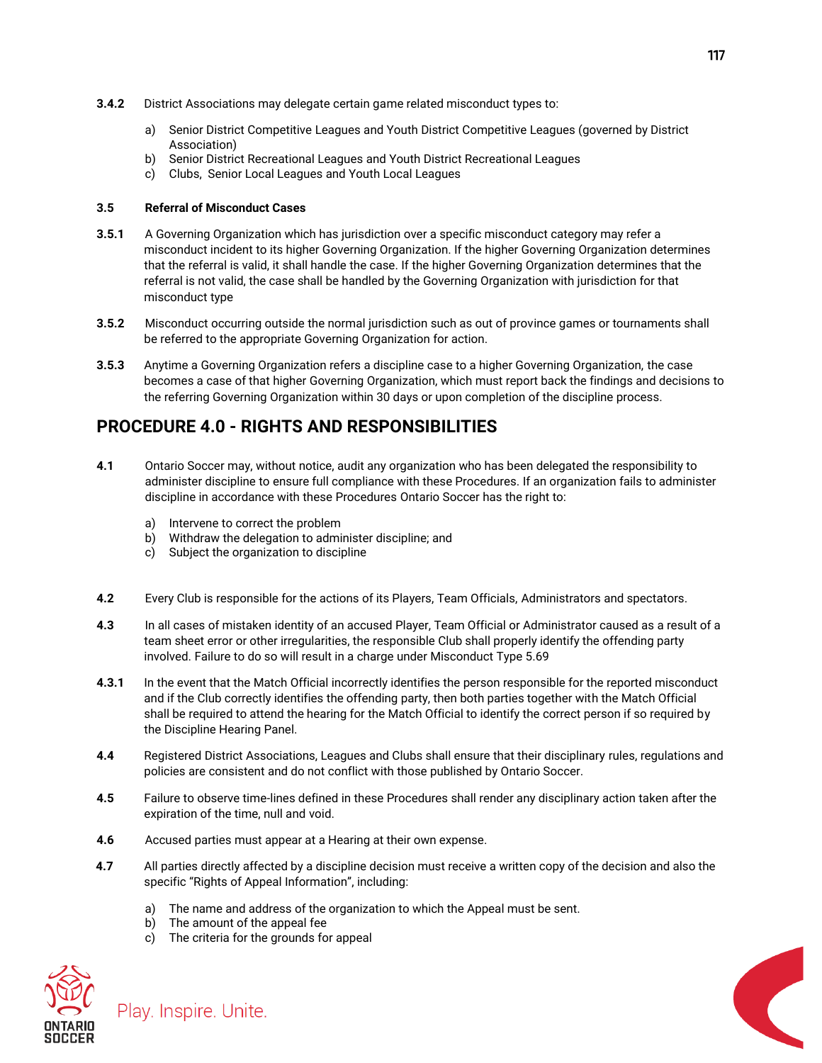**3.4.2** District Associations may delegate certain game related misconduct types to:

a) Senior District Competitive Leagues and Youth District Competitive Leagues (governed by District Association)
b) Senior District Recreational Leagues and Youth District Recreational Leagues
c) Clubs, Senior Local Leagues and Youth Local Leagues

**3.5 Referral of Misconduct Cases**

**3.5.1** A Governing Organization which has jurisdiction over a specific misconduct category may refer a misconduct incident to its higher Governing Organization. If the higher Governing Organization determines that the referral is valid, it shall handle the case. If the higher Governing Organization determines that the referral is not valid, the case shall be handled by the Governing Organization with jurisdiction for that misconduct type

**3.5.2** Misconduct occurring outside the normal jurisdiction such as out of province games or tournaments shall be referred to the appropriate Governing Organization for action.

**3.5.3** Anytime a Governing Organization refers a discipline case to a higher Governing Organization, the case becomes a case of that higher Governing Organization, which must report back the findings and decisions to the referring Governing Organization within 30 days or upon completion of the discipline process.

## PROCEDURE 4.0 - RIGHTS AND RESPONSIBILITIES

**4.1** Ontario Soccer may, without notice, audit any organization who has been delegated the responsibility to administer discipline to ensure full compliance with these Procedures. If an organization fails to administer discipline in accordance with these Procedures Ontario Soccer has the right to:

a) Intervene to correct the problem
b) Withdraw the delegation to administer discipline; and
c) Subject the organization to discipline

**4.2** Every Club is responsible for the actions of its Players, Team Officials, Administrators and spectators.

**4.3** In all cases of mistaken identity of an accused Player, Team Official or Administrator caused as a result of a team sheet error or other irregularities, the responsible Club shall properly identify the offending party involved. Failure to do so will result in a charge under Misconduct Type 5.69

**4.3.1** In the event that the Match Official incorrectly identifies the person responsible for the reported misconduct and if the Club correctly identifies the offending party, then both parties together with the Match Official shall be required to attend the hearing for the Match Official to identify the correct person if so required by the Discipline Hearing Panel.

**4.4** Registered District Associations, Leagues and Clubs shall ensure that their disciplinary rules, regulations and policies are consistent and do not conflict with those published by Ontario Soccer.

**4.5** Failure to observe time-lines defined in these Procedures shall render any disciplinary action taken after the expiration of the time, null and void.

**4.6** Accused parties must appear at a Hearing at their own expense.

**4.7** All parties directly affected by a discipline decision must receive a written copy of the decision and also the specific "Rights of Appeal Information", including:

a) The name and address of the organization to which the Appeal must be sent.
b) The amount of the appeal fee
c) The criteria for the grounds for appeal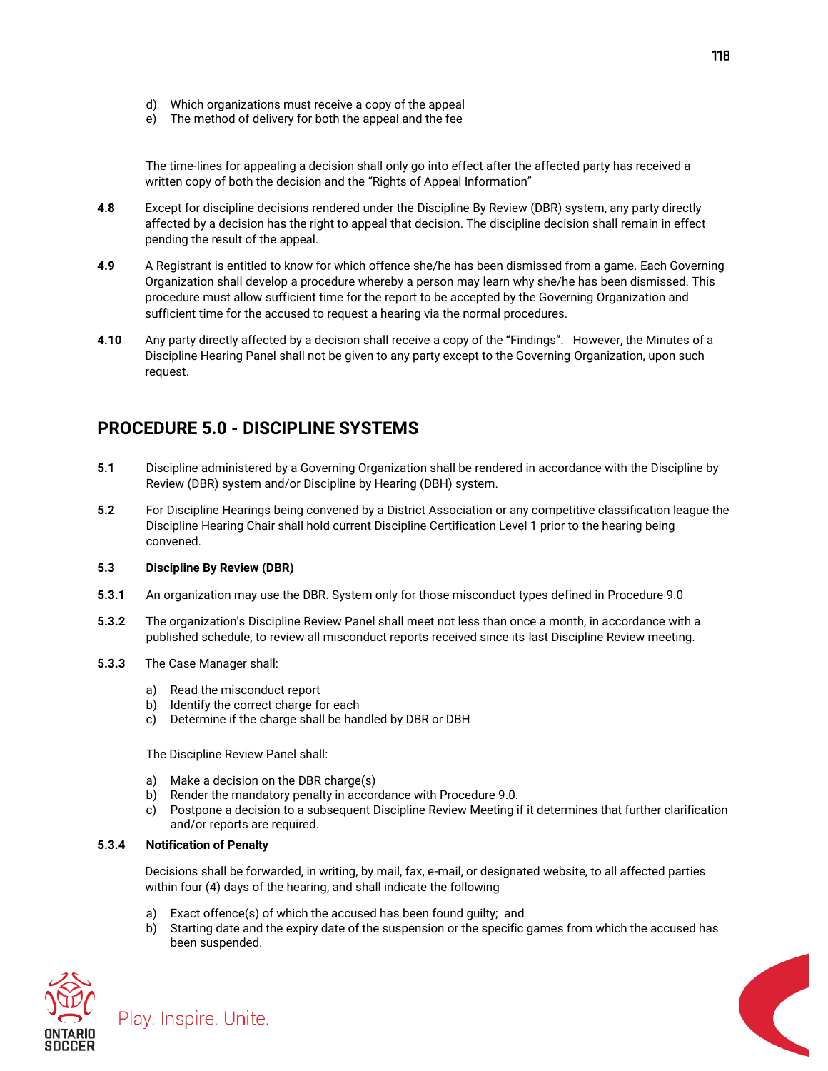d) Which organizations must receive a copy of the appeal
e) The method of delivery for both the appeal and the fee

The time-lines for appealing a decision shall only go into effect after the affected party has received a written copy of both the decision and the "Rights of Appeal Information"

**4.8** Except for discipline decisions rendered under the Discipline By Review (DBR) system, any party directly affected by a decision has the right to appeal that decision. The discipline decision shall remain in effect pending the result of the appeal.

**4.9** A Registrant is entitled to know for which offence she/he has been dismissed from a game. Each Governing Organization shall develop a procedure whereby a person may learn why she/he has been dismissed. This procedure must allow sufficient time for the report to be accepted by the Governing Organization and sufficient time for the accused to request a hearing via the normal procedures.

**4.10** Any party directly affected by a decision shall receive a copy of the "Findings". However, the Minutes of a Discipline Hearing Panel shall not be given to any party except to the Governing Organization, upon such request.

## PROCEDURE 5.0 - DISCIPLINE SYSTEMS

**5.1** Discipline administered by a Governing Organization shall be rendered in accordance with the Discipline by Review (DBR) system and/or Discipline by Hearing (DBH) system.

**5.2** For Discipline Hearings being convened by a District Association or any competitive classification league the Discipline Hearing Chair shall hold current Discipline Certification Level 1 prior to the hearing being convened.

**5.3 Discipline By Review (DBR)**

**5.3.1** An organization may use the DBR. System only for those misconduct types defined in Procedure 9.0

**5.3.2** The organization's Discipline Review Panel shall meet not less than once a month, in accordance with a published schedule, to review all misconduct reports received since its last Discipline Review meeting.

**5.3.3** The Case Manager shall:

a) Read the misconduct report
b) Identify the correct charge for each
c) Determine if the charge shall be handled by DBR or DBH

The Discipline Review Panel shall:

a) Make a decision on the DBR charge(s)
b) Render the mandatory penalty in accordance with Procedure 9.0.
c) Postpone a decision to a subsequent Discipline Review Meeting if it determines that further clarification and/or reports are required.

**5.3.4 Notification of Penalty**

Decisions shall be forwarded, in writing, by mail, fax, e-mail, or designated website, to all affected parties within four (4) days of the hearing, and shall indicate the following

a) Exact offence(s) of which the accused has been found guilty; and
b) Starting date and the expiry date of the suspension or the specific games from which the accused has been suspended.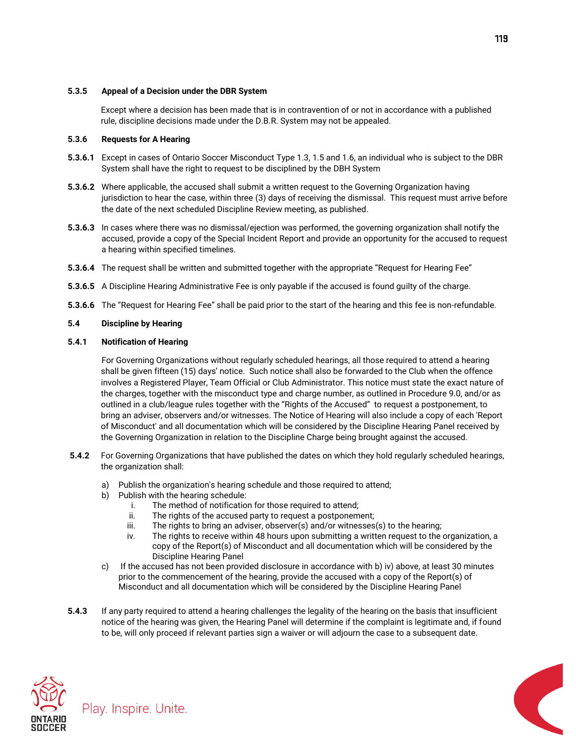**5.3.5 Appeal of a Decision under the DBR System**

Except where a decision has been made that is in contravention of or not in accordance with a published rule, discipline decisions made under the D.B.R. System may not be appealed.

**5.3.6 Requests for A Hearing**

**5.3.6.1** Except in cases of Ontario Soccer Misconduct Type 1.3, 1.5 and 1.6, an individual who is subject to the DBR System shall have the right to request to be disciplined by the DBH System

**5.3.6.2** Where applicable, the accused shall submit a written request to the Governing Organization having jurisdiction to hear the case, within three (3) days of receiving the dismissal. This request must arrive before the date of the next scheduled Discipline Review meeting, as published.

**5.3.6.3** In cases where there was no dismissal/ejection was performed, the governing organization shall notify the accused, provide a copy of the Special Incident Report and provide an opportunity for the accused to request a hearing within specified timelines.

**5.3.6.4** The request shall be written and submitted together with the appropriate "Request for Hearing Fee"

**5.3.6.5** A Discipline Hearing Administrative Fee is only payable if the accused is found guilty of the charge.

**5.3.6.6** The "Request for Hearing Fee" shall be paid prior to the start of the hearing and this fee is non-refundable.

**5.4 Discipline by Hearing**

**5.4.1 Notification of Hearing**

For Governing Organizations without regularly scheduled hearings, all those required to attend a hearing shall be given fifteen (15) days' notice. Such notice shall also be forwarded to the Club when the offence involves a Registered Player, Team Official or Club Administrator. This notice must state the exact nature of the charges, together with the misconduct type and charge number, as outlined in Procedure 9.0, and/or as outlined in a club/league rules together with the "Rights of the Accused" to request a postponement, to bring an adviser, observers and/or witnesses. The Notice of Hearing will also include a copy of each 'Report of Misconduct' and all documentation which will be considered by the Discipline Hearing Panel received by the Governing Organization in relation to the Discipline Charge being brought against the accused.

**5.4.2** For Governing Organizations that have published the dates on which they hold regularly scheduled hearings, the organization shall:

a) Publish the organization's hearing schedule and those required to attend;
b) Publish with the hearing schedule:
   i. The method of notification for those required to attend;
   ii. The rights of the accused party to request a postponement;
   iii. The rights to bring an adviser, observer(s) and/or witnesses(s) to the hearing;
   iv. The rights to receive within 48 hours upon submitting a written request to the organization, a copy of the Report(s) of Misconduct and all documentation which will be considered by the Discipline Hearing Panel
c) If the accused has not been provided disclosure in accordance with b) iv) above, at least 30 minutes prior to the commencement of the hearing, provide the accused with a copy of the Report(s) of Misconduct and all documentation which will be considered by the Discipline Hearing Panel

**5.4.3** If any party required to attend a hearing challenges the legality of the hearing on the basis that insufficient notice of the hearing was given, the Hearing Panel will determine if the complaint is legitimate and, if found to be, will only proceed if relevant parties sign a waiver or will adjourn the case to a subsequent date.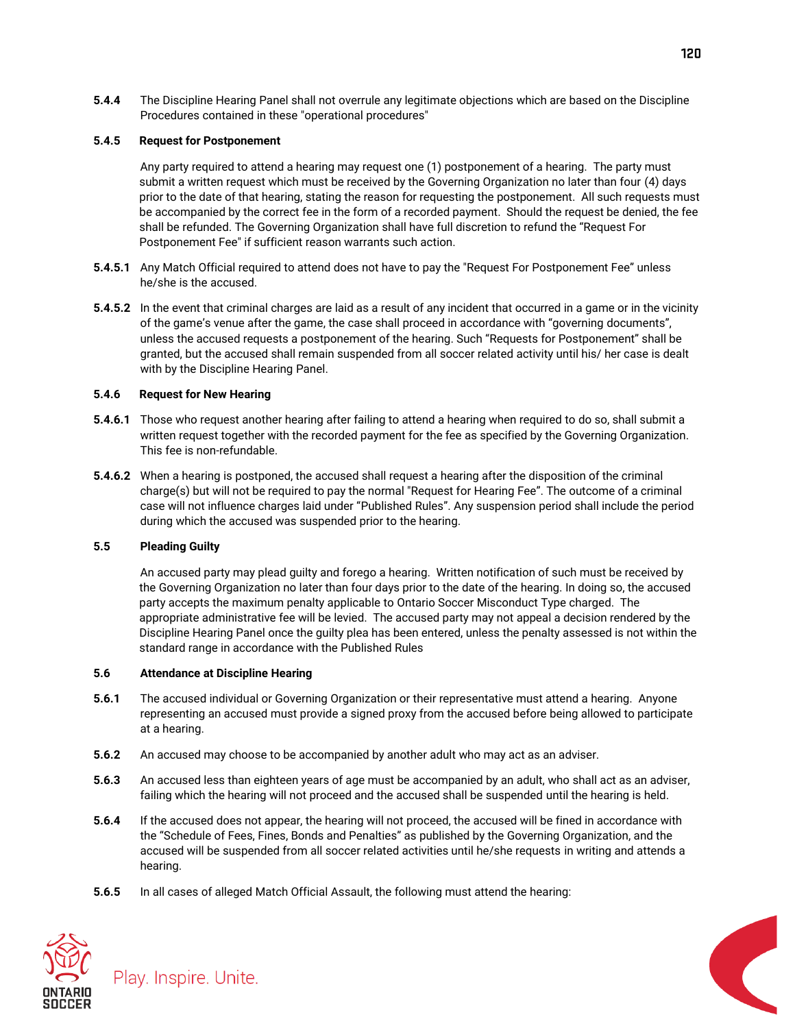**5.4.4** The Discipline Hearing Panel shall not overrule any legitimate objections which are based on the Discipline Procedures contained in these "operational procedures"

**5.4.5 Request for Postponement**

Any party required to attend a hearing may request one (1) postponement of a hearing. The party must submit a written request which must be received by the Governing Organization no later than four (4) days prior to the date of that hearing, stating the reason for requesting the postponement. All such requests must be accompanied by the correct fee in the form of a recorded payment. Should the request be denied, the fee shall be refunded. The Governing Organization shall have full discretion to refund the "Request For Postponement Fee" if sufficient reason warrants such action.

**5.4.5.1** Any Match Official required to attend does not have to pay the "Request For Postponement Fee" unless he/she is the accused.

**5.4.5.2** In the event that criminal charges are laid as a result of any incident that occurred in a game or in the vicinity of the game's venue after the game, the case shall proceed in accordance with "governing documents", unless the accused requests a postponement of the hearing. Such "Requests for Postponement" shall be granted, but the accused shall remain suspended from all soccer related activity until his/ her case is dealt with by the Discipline Hearing Panel.

**5.4.6 Request for New Hearing**

**5.4.6.1** Those who request another hearing after failing to attend a hearing when required to do so, shall submit a written request together with the recorded payment for the fee as specified by the Governing Organization. This fee is non-refundable.

**5.4.6.2** When a hearing is postponed, the accused shall request a hearing after the disposition of the criminal charge(s) but will not be required to pay the normal "Request for Hearing Fee". The outcome of a criminal case will not influence charges laid under "Published Rules". Any suspension period shall include the period during which the accused was suspended prior to the hearing.

**5.5 Pleading Guilty**

An accused party may plead guilty and forego a hearing. Written notification of such must be received by the Governing Organization no later than four days prior to the date of the hearing. In doing so, the accused party accepts the maximum penalty applicable to Ontario Soccer Misconduct Type charged. The appropriate administrative fee will be levied. The accused party may not appeal a decision rendered by the Discipline Hearing Panel once the guilty plea has been entered, unless the penalty assessed is not within the standard range in accordance with the Published Rules

**5.6 Attendance at Discipline Hearing**

**5.6.1** The accused individual or Governing Organization or their representative must attend a hearing. Anyone representing an accused must provide a signed proxy from the accused before being allowed to participate at a hearing.

**5.6.2** An accused may choose to be accompanied by another adult who may act as an adviser.

**5.6.3** An accused less than eighteen years of age must be accompanied by an adult, who shall act as an adviser, failing which the hearing will not proceed and the accused shall be suspended until the hearing is held.

**5.6.4** If the accused does not appear, the hearing will not proceed, the accused will be fined in accordance with the "Schedule of Fees, Fines, Bonds and Penalties" as published by the Governing Organization, and the accused will be suspended from all soccer related activities until he/she requests in writing and attends a hearing.

**5.6.5** In all cases of alleged Match Official Assault, the following must attend the hearing: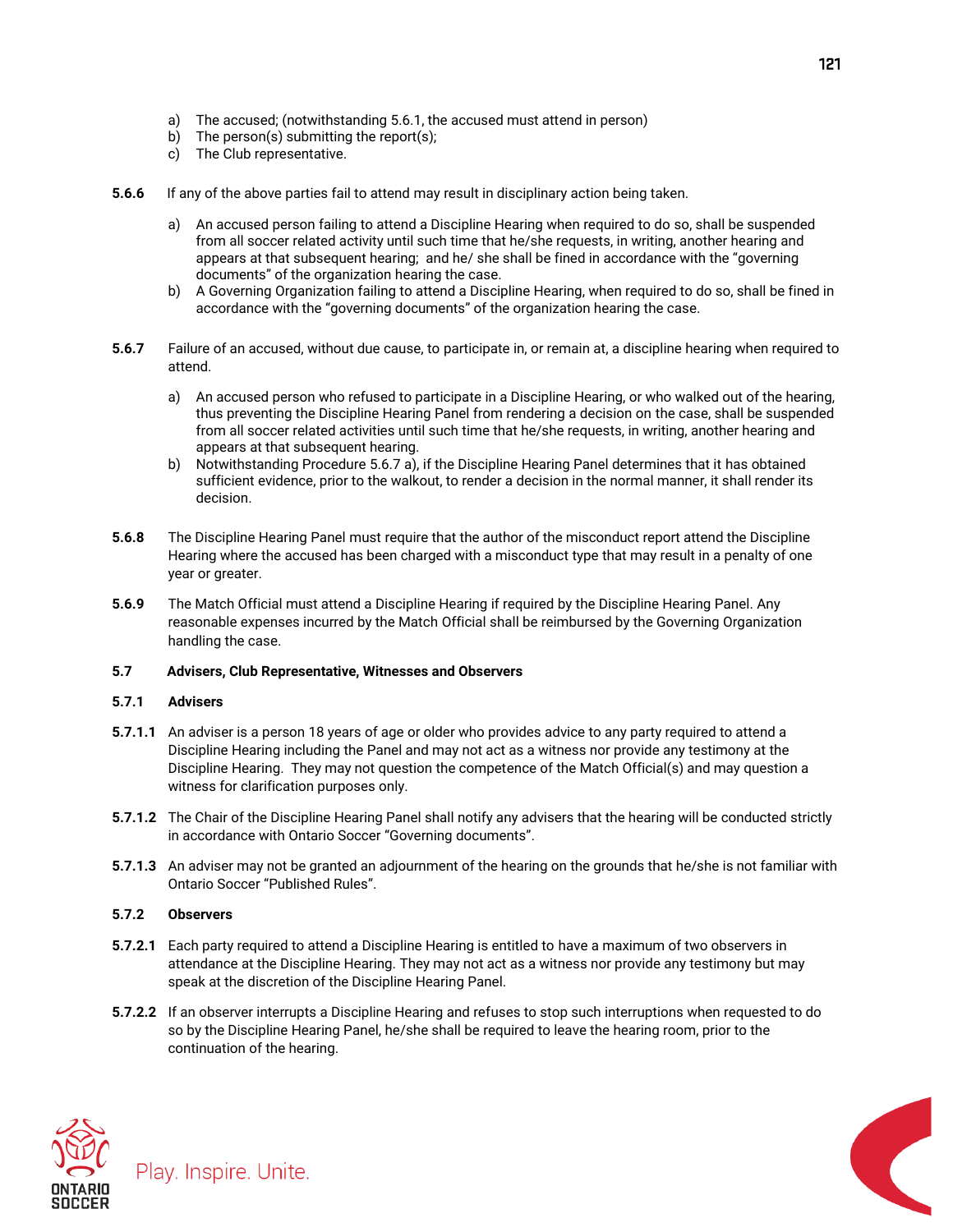a) The accused; (notwithstanding 5.6.1, the accused must attend in person)
b) The person(s) submitting the report(s);
c) The Club representative.

**5.6.6** If any of the above parties fail to attend may result in disciplinary action being taken.

a) An accused person failing to attend a Discipline Hearing when required to do so, shall be suspended from all soccer related activity until such time that he/she requests, in writing, another hearing and appears at that subsequent hearing; and he/ she shall be fined in accordance with the "governing documents" of the organization hearing the case.
b) A Governing Organization failing to attend a Discipline Hearing, when required to do so, shall be fined in accordance with the "governing documents" of the organization hearing the case.

**5.6.7** Failure of an accused, without due cause, to participate in, or remain at, a discipline hearing when required to attend.

a) An accused person who refused to participate in a Discipline Hearing, or who walked out of the hearing, thus preventing the Discipline Hearing Panel from rendering a decision on the case, shall be suspended from all soccer related activities until such time that he/she requests, in writing, another hearing and appears at that subsequent hearing.
b) Notwithstanding Procedure 5.6.7 a), if the Discipline Hearing Panel determines that it has obtained sufficient evidence, prior to the walkout, to render a decision in the normal manner, it shall render its decision.

**5.6.8** The Discipline Hearing Panel must require that the author of the misconduct report attend the Discipline Hearing where the accused has been charged with a misconduct type that may result in a penalty of one year or greater.

**5.6.9** The Match Official must attend a Discipline Hearing if required by the Discipline Hearing Panel. Any reasonable expenses incurred by the Match Official shall be reimbursed by the Governing Organization handling the case.

### 5.7 Advisers, Club Representative, Witnesses and Observers

#### 5.7.1 Advisers

**5.7.1.1** An adviser is a person 18 years of age or older who provides advice to any party required to attend a Discipline Hearing including the Panel and may not act as a witness nor provide any testimony at the Discipline Hearing. They may not question the competence of the Match Official(s) and may question a witness for clarification purposes only.

**5.7.1.2** The Chair of the Discipline Hearing Panel shall notify any advisers that the hearing will be conducted strictly in accordance with Ontario Soccer "Governing documents".

**5.7.1.3** An adviser may not be granted an adjournment of the hearing on the grounds that he/she is not familiar with Ontario Soccer "Published Rules".

#### 5.7.2 Observers

**5.7.2.1** Each party required to attend a Discipline Hearing is entitled to have a maximum of two observers in attendance at the Discipline Hearing. They may not act as a witness nor provide any testimony but may speak at the discretion of the Discipline Hearing Panel.

**5.7.2.2** If an observer interrupts a Discipline Hearing and refuses to stop such interruptions when requested to do so by the Discipline Hearing Panel, he/she shall be required to leave the hearing room, prior to the continuation of the hearing.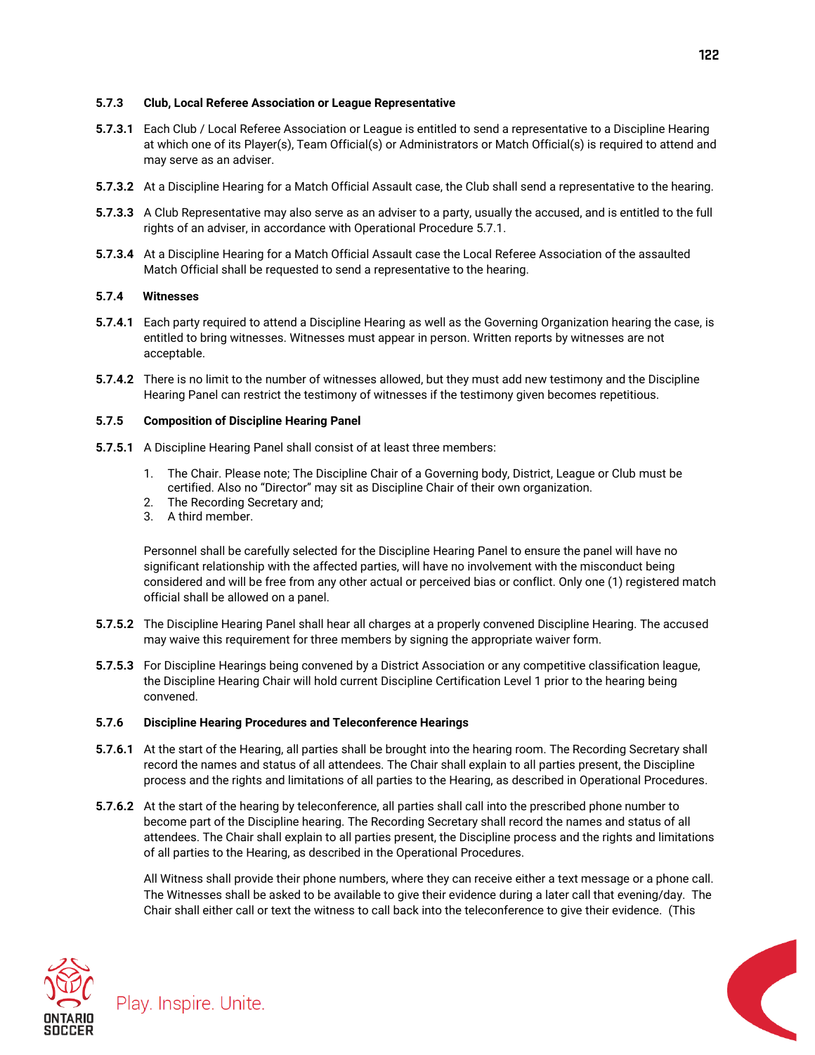### 5.7.3 Club, Local Referee Association or League Representative

**5.7.3.1** Each Club / Local Referee Association or League is entitled to send a representative to a Discipline Hearing at which one of its Player(s), Team Official(s) or Administrators or Match Official(s) is required to attend and may serve as an adviser.

**5.7.3.2** At a Discipline Hearing for a Match Official Assault case, the Club shall send a representative to the hearing.

**5.7.3.3** A Club Representative may also serve as an adviser to a party, usually the accused, and is entitled to the full rights of an adviser, in accordance with Operational Procedure 5.7.1.

**5.7.3.4** At a Discipline Hearing for a Match Official Assault case the Local Referee Association of the assaulted Match Official shall be requested to send a representative to the hearing.

### 5.7.4 Witnesses

**5.7.4.1** Each party required to attend a Discipline Hearing as well as the Governing Organization hearing the case, is entitled to bring witnesses. Witnesses must appear in person. Written reports by witnesses are not acceptable.

**5.7.4.2** There is no limit to the number of witnesses allowed, but they must add new testimony and the Discipline Hearing Panel can restrict the testimony of witnesses if the testimony given becomes repetitious.

### 5.7.5 Composition of Discipline Hearing Panel

**5.7.5.1** A Discipline Hearing Panel shall consist of at least three members:

1. The Chair. Please note; The Discipline Chair of a Governing body, District, League or Club must be certified. Also no "Director" may sit as Discipline Chair of their own organization.
2. The Recording Secretary and;
3. A third member.

Personnel shall be carefully selected for the Discipline Hearing Panel to ensure the panel will have no significant relationship with the affected parties, will have no involvement with the misconduct being considered and will be free from any other actual or perceived bias or conflict. Only one (1) registered match official shall be allowed on a panel.

**5.7.5.2** The Discipline Hearing Panel shall hear all charges at a properly convened Discipline Hearing. The accused may waive this requirement for three members by signing the appropriate waiver form.

**5.7.5.3** For Discipline Hearings being convened by a District Association or any competitive classification league, the Discipline Hearing Chair will hold current Discipline Certification Level 1 prior to the hearing being convened.

### 5.7.6 Discipline Hearing Procedures and Teleconference Hearings

**5.7.6.1** At the start of the Hearing, all parties shall be brought into the hearing room. The Recording Secretary shall record the names and status of all attendees. The Chair shall explain to all parties present, the Discipline process and the rights and limitations of all parties to the Hearing, as described in Operational Procedures.

**5.7.6.2** At the start of the hearing by teleconference, all parties shall call into the prescribed phone number to become part of the Discipline hearing. The Recording Secretary shall record the names and status of all attendees. The Chair shall explain to all parties present, the Discipline process and the rights and limitations of all parties to the Hearing, as described in the Operational Procedures.

All Witness shall provide their phone numbers, where they can receive either a text message or a phone call. The Witnesses shall be asked to be available to give their evidence during a later call that evening/day. The Chair shall either call or text the witness to call back into the teleconference to give their evidence. (This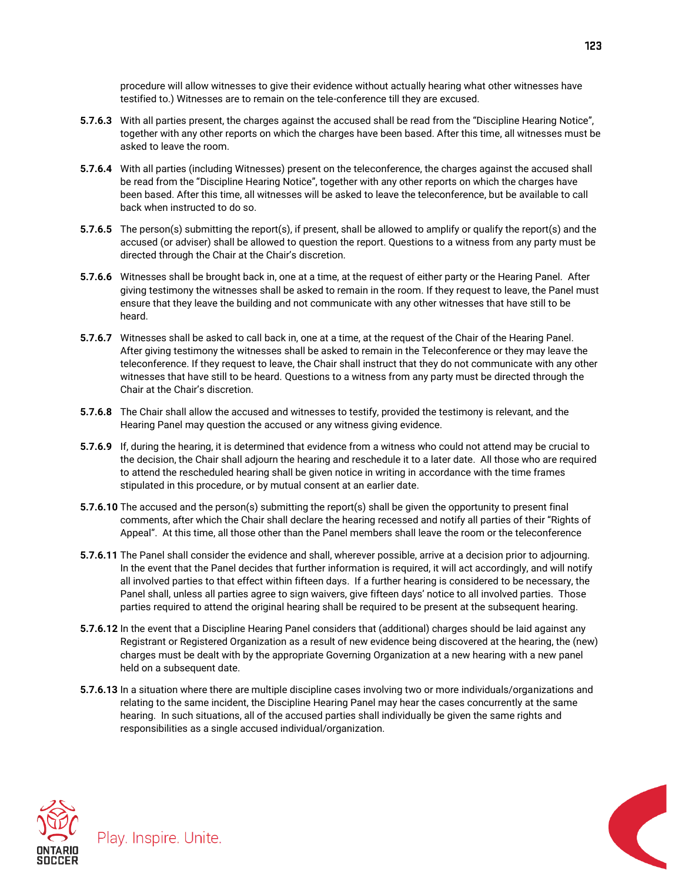procedure will allow witnesses to give their evidence without actually hearing what other witnesses have testified to.) Witnesses are to remain on the tele-conference till they are excused.

**5.7.6.3** With all parties present, the charges against the accused shall be read from the "Discipline Hearing Notice", together with any other reports on which the charges have been based. After this time, all witnesses must be asked to leave the room.

**5.7.6.4** With all parties (including Witnesses) present on the teleconference, the charges against the accused shall be read from the "Discipline Hearing Notice", together with any other reports on which the charges have been based. After this time, all witnesses will be asked to leave the teleconference, but be available to call back when instructed to do so.

**5.7.6.5** The person(s) submitting the report(s), if present, shall be allowed to amplify or qualify the report(s) and the accused (or adviser) shall be allowed to question the report. Questions to a witness from any party must be directed through the Chair at the Chair's discretion.

**5.7.6.6** Witnesses shall be brought back in, one at a time, at the request of either party or the Hearing Panel. After giving testimony the witnesses shall be asked to remain in the room. If they request to leave, the Panel must ensure that they leave the building and not communicate with any other witnesses that have still to be heard.

**5.7.6.7** Witnesses shall be asked to call back in, one at a time, at the request of the Chair of the Hearing Panel. After giving testimony the witnesses shall be asked to remain in the Teleconference or they may leave the teleconference. If they request to leave, the Chair shall instruct that they do not communicate with any other witnesses that have still to be heard. Questions to a witness from any party must be directed through the Chair at the Chair's discretion.

**5.7.6.8** The Chair shall allow the accused and witnesses to testify, provided the testimony is relevant, and the Hearing Panel may question the accused or any witness giving evidence.

**5.7.6.9** If, during the hearing, it is determined that evidence from a witness who could not attend may be crucial to the decision, the Chair shall adjourn the hearing and reschedule it to a later date. All those who are required to attend the rescheduled hearing shall be given notice in writing in accordance with the time frames stipulated in this procedure, or by mutual consent at an earlier date.

**5.7.6.10** The accused and the person(s) submitting the report(s) shall be given the opportunity to present final comments, after which the Chair shall declare the hearing recessed and notify all parties of their "Rights of Appeal". At this time, all those other than the Panel members shall leave the room or the teleconference

**5.7.6.11** The Panel shall consider the evidence and shall, wherever possible, arrive at a decision prior to adjourning. In the event that the Panel decides that further information is required, it will act accordingly, and will notify all involved parties to that effect within fifteen days. If a further hearing is considered to be necessary, the Panel shall, unless all parties agree to sign waivers, give fifteen days' notice to all involved parties. Those parties required to attend the original hearing shall be required to be present at the subsequent hearing.

**5.7.6.12** In the event that a Discipline Hearing Panel considers that (additional) charges should be laid against any Registrant or Registered Organization as a result of new evidence being discovered at the hearing, the (new) charges must be dealt with by the appropriate Governing Organization at a new hearing with a new panel held on a subsequent date.

**5.7.6.13** In a situation where there are multiple discipline cases involving two or more individuals/organizations and relating to the same incident, the Discipline Hearing Panel may hear the cases concurrently at the same hearing. In such situations, all of the accused parties shall individually be given the same rights and responsibilities as a single accused individual/organization.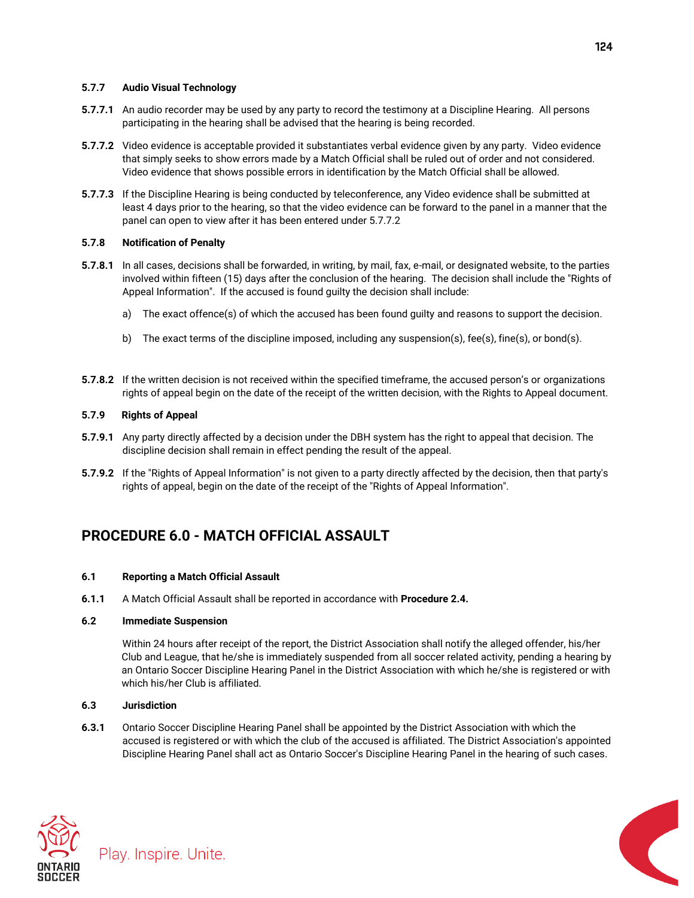**5.7.7 Audio Visual Technology**

**5.7.7.1** An audio recorder may be used by any party to record the testimony at a Discipline Hearing. All persons participating in the hearing shall be advised that the hearing is being recorded.

**5.7.7.2** Video evidence is acceptable provided it substantiates verbal evidence given by any party. Video evidence that simply seeks to show errors made by a Match Official shall be ruled out of order and not considered. Video evidence that shows possible errors in identification by the Match Official shall be allowed.

**5.7.7.3** If the Discipline Hearing is being conducted by teleconference, any Video evidence shall be submitted at least 4 days prior to the hearing, so that the video evidence can be forward to the panel in a manner that the panel can open to view after it has been entered under 5.7.7.2

**5.7.8 Notification of Penalty**

**5.7.8.1** In all cases, decisions shall be forwarded, in writing, by mail, fax, e-mail, or designated website, to the parties involved within fifteen (15) days after the conclusion of the hearing. The decision shall include the "Rights of Appeal Information". If the accused is found guilty the decision shall include:

a) The exact offence(s) of which the accused has been found guilty and reasons to support the decision.

b) The exact terms of the discipline imposed, including any suspension(s), fee(s), fine(s), or bond(s).

**5.7.8.2** If the written decision is not received within the specified timeframe, the accused person's or organizations rights of appeal begin on the date of the receipt of the written decision, with the Rights to Appeal document.

**5.7.9 Rights of Appeal**

**5.7.9.1** Any party directly affected by a decision under the DBH system has the right to appeal that decision. The discipline decision shall remain in effect pending the result of the appeal.

**5.7.9.2** If the "Rights of Appeal Information" is not given to a party directly affected by the decision, then that party's rights of appeal, begin on the date of the receipt of the "Rights of Appeal Information".

## PROCEDURE 6.0 - MATCH OFFICIAL ASSAULT

**6.1 Reporting a Match Official Assault**

**6.1.1** A Match Official Assault shall be reported in accordance with **Procedure 2.4.**

**6.2 Immediate Suspension**

Within 24 hours after receipt of the report, the District Association shall notify the alleged offender, his/her Club and League, that he/she is immediately suspended from all soccer related activity, pending a hearing by an Ontario Soccer Discipline Hearing Panel in the District Association with which he/she is registered or with which his/her Club is affiliated.

**6.3 Jurisdiction**

**6.3.1** Ontario Soccer Discipline Hearing Panel shall be appointed by the District Association with which the accused is registered or with which the club of the accused is affiliated. The District Association's appointed Discipline Hearing Panel shall act as Ontario Soccer's Discipline Hearing Panel in the hearing of such cases.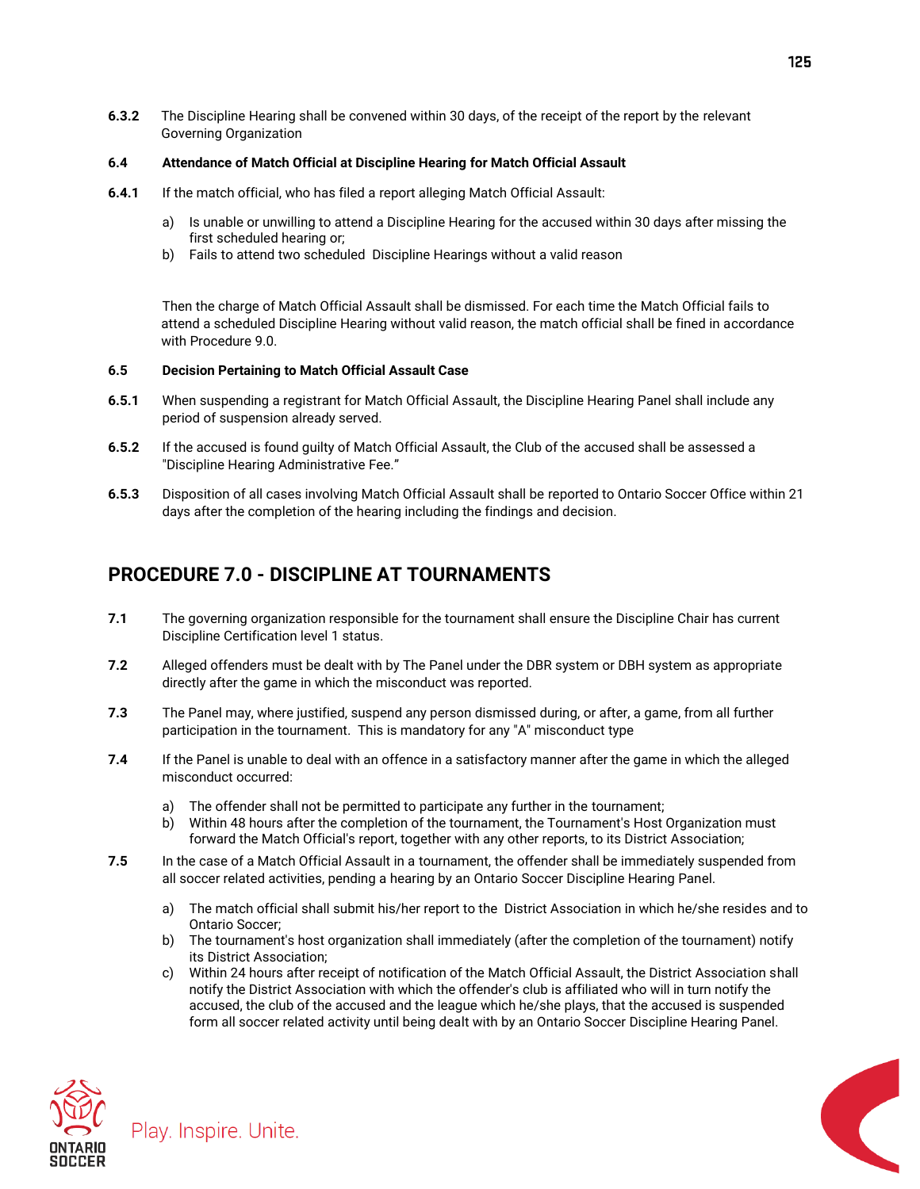**6.3.2** The Discipline Hearing shall be convened within 30 days, of the receipt of the report by the relevant Governing Organization

**6.4 Attendance of Match Official at Discipline Hearing for Match Official Assault**

**6.4.1** If the match official, who has filed a report alleging Match Official Assault:

a) Is unable or unwilling to attend a Discipline Hearing for the accused within 30 days after missing the first scheduled hearing or;
b) Fails to attend two scheduled Discipline Hearings without a valid reason

Then the charge of Match Official Assault shall be dismissed. For each time the Match Official fails to attend a scheduled Discipline Hearing without valid reason, the match official shall be fined in accordance with Procedure 9.0.

**6.5 Decision Pertaining to Match Official Assault Case**

**6.5.1** When suspending a registrant for Match Official Assault, the Discipline Hearing Panel shall include any period of suspension already served.

**6.5.2** If the accused is found guilty of Match Official Assault, the Club of the accused shall be assessed a "Discipline Hearing Administrative Fee."

**6.5.3** Disposition of all cases involving Match Official Assault shall be reported to Ontario Soccer Office within 21 days after the completion of the hearing including the findings and decision.

## PROCEDURE 7.0 - DISCIPLINE AT TOURNAMENTS

**7.1** The governing organization responsible for the tournament shall ensure the Discipline Chair has current Discipline Certification level 1 status.

**7.2** Alleged offenders must be dealt with by The Panel under the DBR system or DBH system as appropriate directly after the game in which the misconduct was reported.

**7.3** The Panel may, where justified, suspend any person dismissed during, or after, a game, from all further participation in the tournament. This is mandatory for any "A" misconduct type

**7.4** If the Panel is unable to deal with an offence in a satisfactory manner after the game in which the alleged misconduct occurred:

a) The offender shall not be permitted to participate any further in the tournament;
b) Within 48 hours after the completion of the tournament, the Tournament's Host Organization must forward the Match Official's report, together with any other reports, to its District Association;

**7.5** In the case of a Match Official Assault in a tournament, the offender shall be immediately suspended from all soccer related activities, pending a hearing by an Ontario Soccer Discipline Hearing Panel.

a) The match official shall submit his/her report to the District Association in which he/she resides and to Ontario Soccer;
b) The tournament's host organization shall immediately (after the completion of the tournament) notify its District Association;
c) Within 24 hours after receipt of notification of the Match Official Assault, the District Association shall notify the District Association with which the offender's club is affiliated who will in turn notify the accused, the club of the accused and the league which he/she plays, that the accused is suspended form all soccer related activity until being dealt with by an Ontario Soccer Discipline Hearing Panel.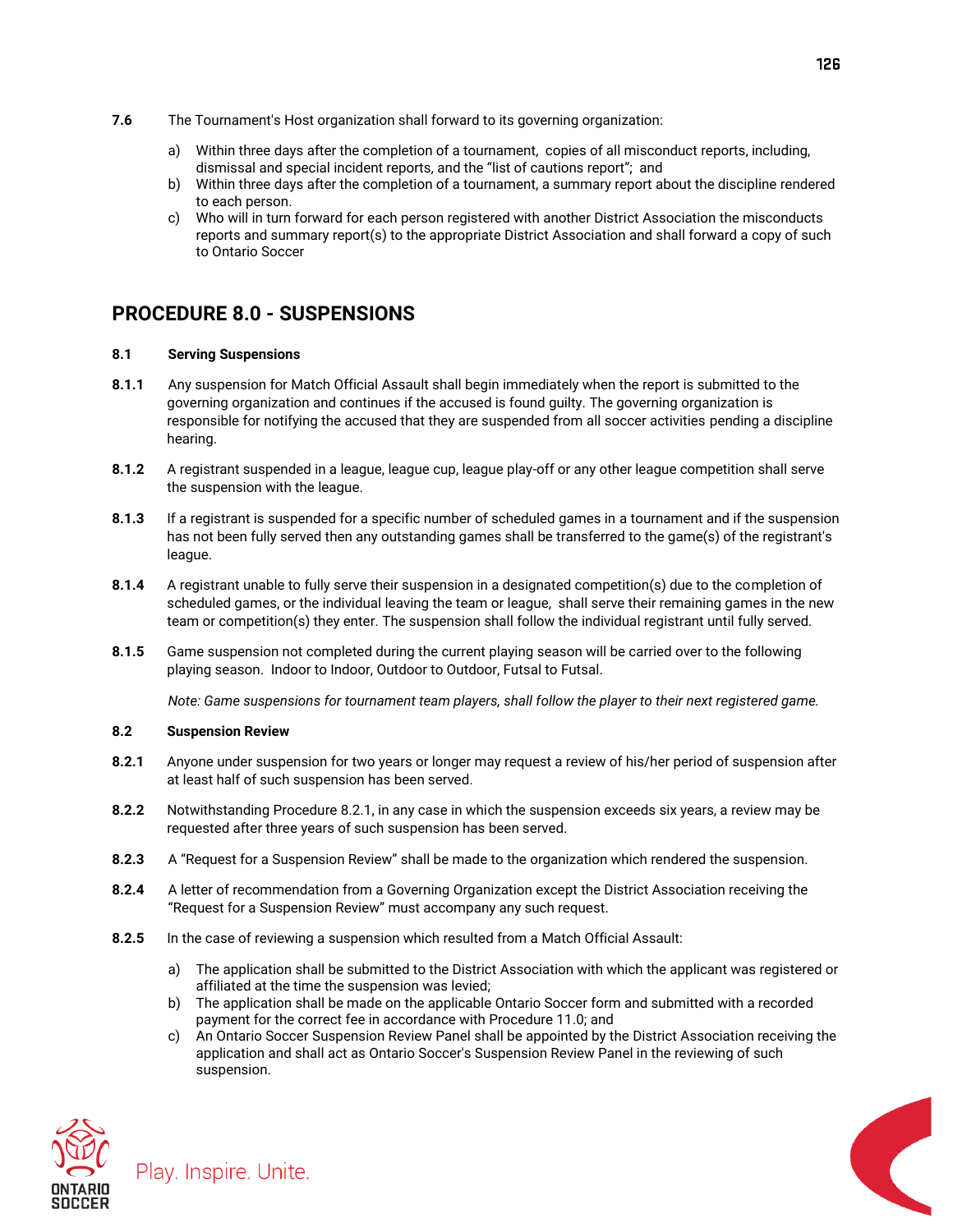**7.6** The Tournament's Host organization shall forward to its governing organization:

a) Within three days after the completion of a tournament, copies of all misconduct reports, including, dismissal and special incident reports, and the "list of cautions report"; and
b) Within three days after the completion of a tournament, a summary report about the discipline rendered to each person.
c) Who will in turn forward for each person registered with another District Association the misconducts reports and summary report(s) to the appropriate District Association and shall forward a copy of such to Ontario Soccer

## PROCEDURE 8.0 - SUSPENSIONS

**8.1 Serving Suspensions**

**8.1.1** Any suspension for Match Official Assault shall begin immediately when the report is submitted to the governing organization and continues if the accused is found guilty. The governing organization is responsible for notifying the accused that they are suspended from all soccer activities pending a discipline hearing.

**8.1.2** A registrant suspended in a league, league cup, league play-off or any other league competition shall serve the suspension with the league.

**8.1.3** If a registrant is suspended for a specific number of scheduled games in a tournament and if the suspension has not been fully served then any outstanding games shall be transferred to the game(s) of the registrant's league.

**8.1.4** A registrant unable to fully serve their suspension in a designated competition(s) due to the completion of scheduled games, or the individual leaving the team or league, shall serve their remaining games in the new team or competition(s) they enter. The suspension shall follow the individual registrant until fully served.

**8.1.5** Game suspension not completed during the current playing season will be carried over to the following playing season. Indoor to Indoor, Outdoor to Outdoor, Futsal to Futsal.

*Note: Game suspensions for tournament team players, shall follow the player to their next registered game.*

**8.2 Suspension Review**

**8.2.1** Anyone under suspension for two years or longer may request a review of his/her period of suspension after at least half of such suspension has been served.

**8.2.2** Notwithstanding Procedure 8.2.1, in any case in which the suspension exceeds six years, a review may be requested after three years of such suspension has been served.

**8.2.3** A "Request for a Suspension Review" shall be made to the organization which rendered the suspension.

**8.2.4** A letter of recommendation from a Governing Organization except the District Association receiving the "Request for a Suspension Review" must accompany any such request.

**8.2.5** In the case of reviewing a suspension which resulted from a Match Official Assault:

a) The application shall be submitted to the District Association with which the applicant was registered or affiliated at the time the suspension was levied;
b) The application shall be made on the applicable Ontario Soccer form and submitted with a recorded payment for the correct fee in accordance with Procedure 11.0; and
c) An Ontario Soccer Suspension Review Panel shall be appointed by the District Association receiving the application and shall act as Ontario Soccer's Suspension Review Panel in the reviewing of such suspension.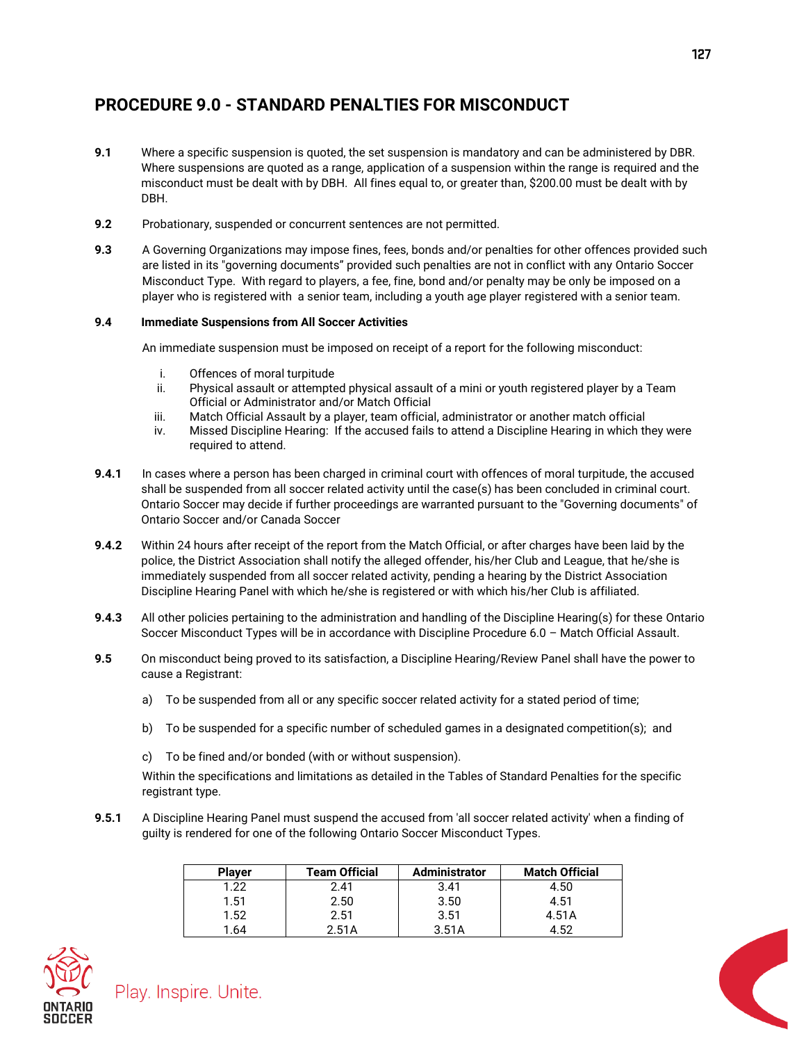## PROCEDURE 9.0 - STANDARD PENALTIES FOR MISCONDUCT

**9.1** Where a specific suspension is quoted, the set suspension is mandatory and can be administered by DBR. Where suspensions are quoted as a range, application of a suspension within the range is required and the misconduct must be dealt with by DBH. All fines equal to, or greater than, $200.00 must be dealt with by DBH.

**9.2** Probationary, suspended or concurrent sentences are not permitted.

**9.3** A Governing Organizations may impose fines, fees, bonds and/or penalties for other offences provided such are listed in its "governing documents" provided such penalties are not in conflict with any Ontario Soccer Misconduct Type. With regard to players, a fee, fine, bond and/or penalty may be only be imposed on a player who is registered with a senior team, including a youth age player registered with a senior team.

**9.4 Immediate Suspensions from All Soccer Activities**

An immediate suspension must be imposed on receipt of a report for the following misconduct:

i. Offences of moral turpitude
ii. Physical assault or attempted physical assault of a mini or youth registered player by a Team Official or Administrator and/or Match Official
iii. Match Official Assault by a player, team official, administrator or another match official
iv. Missed Discipline Hearing: If the accused fails to attend a Discipline Hearing in which they were required to attend.

**9.4.1** In cases where a person has been charged in criminal court with offences of moral turpitude, the accused shall be suspended from all soccer related activity until the case(s) has been concluded in criminal court. Ontario Soccer may decide if further proceedings are warranted pursuant to the "Governing documents" of Ontario Soccer and/or Canada Soccer

**9.4.2** Within 24 hours after receipt of the report from the Match Official, or after charges have been laid by the police, the District Association shall notify the alleged offender, his/her Club and League, that he/she is immediately suspended from all soccer related activity, pending a hearing by the District Association Discipline Hearing Panel with which he/she is registered or with which his/her Club is affiliated.

**9.4.3** All other policies pertaining to the administration and handling of the Discipline Hearing(s) for these Ontario Soccer Misconduct Types will be in accordance with Discipline Procedure 6.0 – Match Official Assault.

**9.5** On misconduct being proved to its satisfaction, a Discipline Hearing/Review Panel shall have the power to cause a Registrant:

a) To be suspended from all or any specific soccer related activity for a stated period of time;

b) To be suspended for a specific number of scheduled games in a designated competition(s); and

c) To be fined and/or bonded (with or without suspension).

Within the specifications and limitations as detailed in the Tables of Standard Penalties for the specific registrant type.

**9.5.1** A Discipline Hearing Panel must suspend the accused from 'all soccer related activity' when a finding of guilty is rendered for one of the following Ontario Soccer Misconduct Types.

| Player | Team Official | Administrator | Match Official |
|---|---|---|---|
| 1.22 | 2.41 | 3.41 | 4.50 |
| 1.51 | 2.50 | 3.50 | 4.51 |
| 1.52 | 2.51 | 3.51 | 4.51A |
| 1.64 | 2.51A | 3.51A | 4.52 |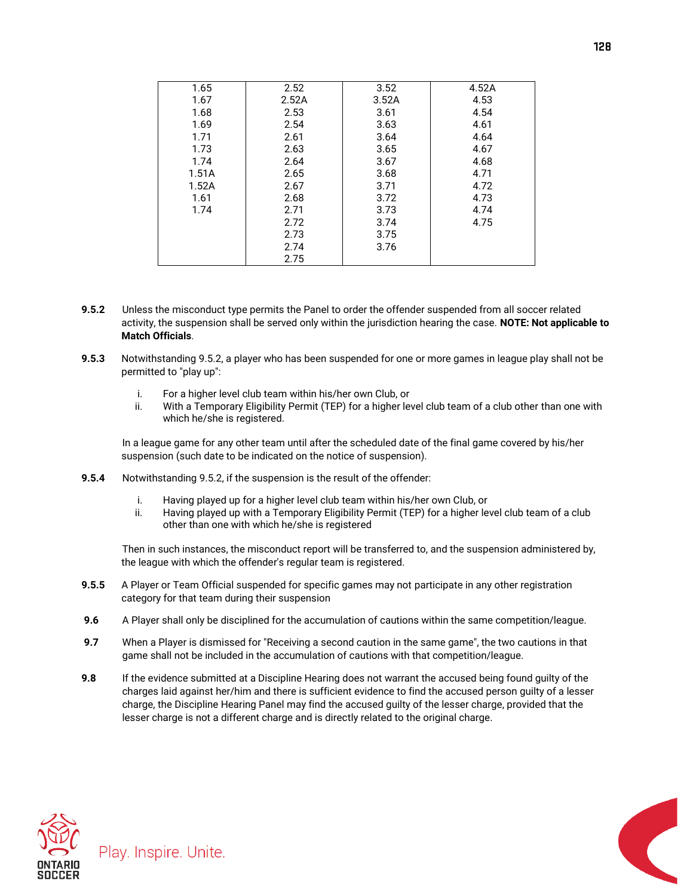| | | | |
|---|---|---|---|
| 1.65 | 2.52 | 3.52 | 4.52A |
| 1.67 | 2.52A | 3.52A | 4.53 |
| 1.68 | 2.53 | 3.61 | 4.54 |
| 1.69 | 2.54 | 3.63 | 4.61 |
| 1.71 | 2.61 | 3.64 | 4.64 |
| 1.73 | 2.63 | 3.65 | 4.67 |
| 1.74 | 2.64 | 3.67 | 4.68 |
| 1.51A | 2.65 | 3.68 | 4.71 |
| 1.52A | 2.67 | 3.71 | 4.72 |
| 1.61 | 2.68 | 3.72 | 4.73 |
| 1.74 | 2.71 | 3.73 | 4.74 |
| | 2.72 | 3.74 | 4.75 |
| | 2.73 | 3.75 | |
| | 2.74 | 3.76 | |
| | 2.75 | | |

**9.5.2** Unless the misconduct type permits the Panel to order the offender suspended from all soccer related activity, the suspension shall be served only within the jurisdiction hearing the case. **NOTE: Not applicable to Match Officials**.

**9.5.3** Notwithstanding 9.5.2, a player who has been suspended for one or more games in league play shall not be permitted to "play up":

- i. For a higher level club team within his/her own Club, or
- ii. With a Temporary Eligibility Permit (TEP) for a higher level club team of a club other than one with which he/she is registered.

In a league game for any other team until after the scheduled date of the final game covered by his/her suspension (such date to be indicated on the notice of suspension).

**9.5.4** Notwithstanding 9.5.2, if the suspension is the result of the offender:

- i. Having played up for a higher level club team within his/her own Club, or
- ii. Having played up with a Temporary Eligibility Permit (TEP) for a higher level club team of a club other than one with which he/she is registered

Then in such instances, the misconduct report will be transferred to, and the suspension administered by, the league with which the offender's regular team is registered.

**9.5.5** A Player or Team Official suspended for specific games may not participate in any other registration category for that team during their suspension

**9.6** A Player shall only be disciplined for the accumulation of cautions within the same competition/league.

**9.7** When a Player is dismissed for "Receiving a second caution in the same game", the two cautions in that game shall not be included in the accumulation of cautions with that competition/league.

**9.8** If the evidence submitted at a Discipline Hearing does not warrant the accused being found guilty of the charges laid against her/him and there is sufficient evidence to find the accused person guilty of a lesser charge, the Discipline Hearing Panel may find the accused guilty of the lesser charge, provided that the lesser charge is not a different charge and is directly related to the original charge.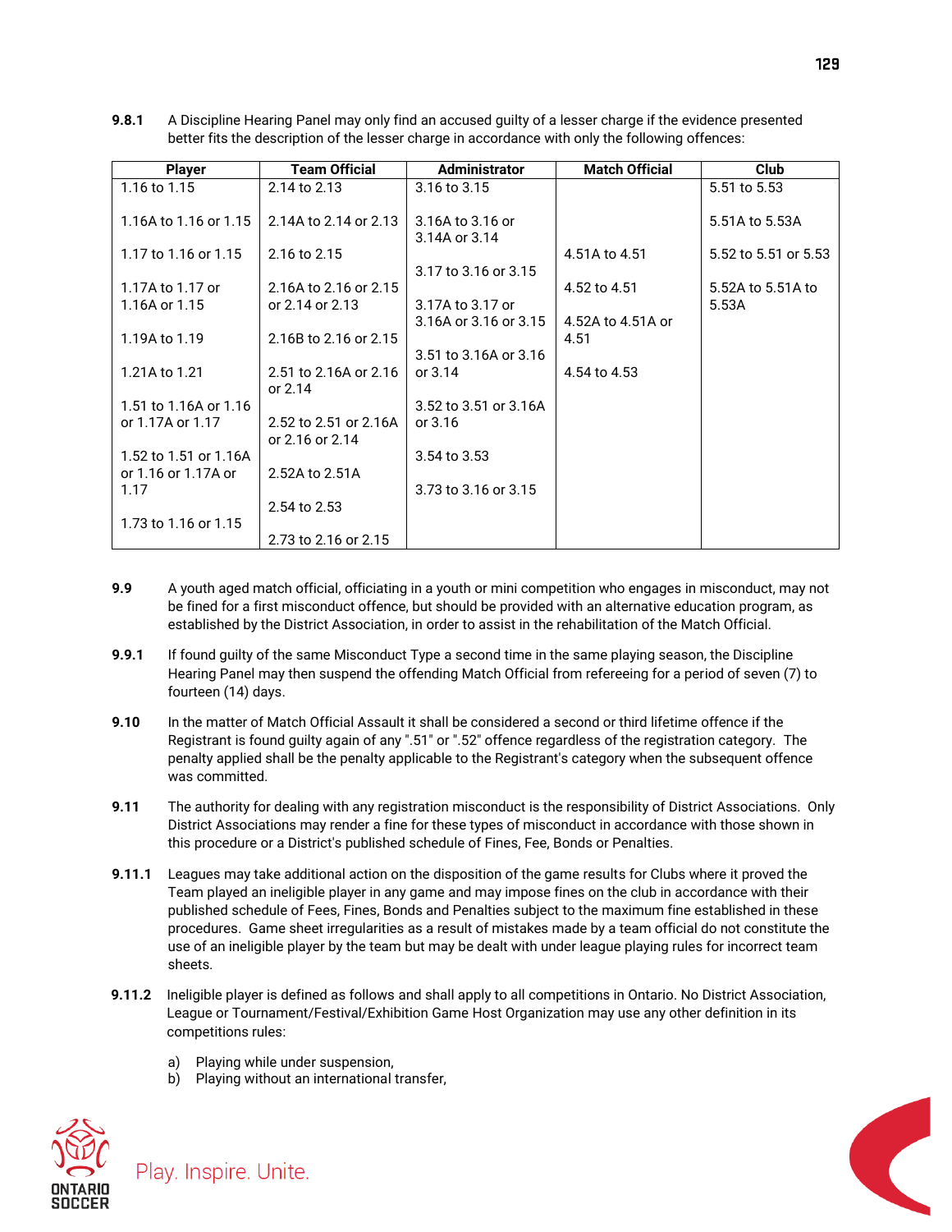**9.8.1** A Discipline Hearing Panel may only find an accused guilty of a lesser charge if the evidence presented better fits the description of the lesser charge in accordance with only the following offences:

| Player | Team Official | Administrator | Match Official | Club |
|---|---|---|---|---|
| 1.16 to 1.15 | 2.14 to 2.13 | 3.16 to 3.15 | | 5.51 to 5.53 |
| 1.16A to 1.16 or 1.15 | 2.14A to 2.14 or 2.13 | 3.16A to 3.16 or 3.14A or 3.14 | | 5.51A to 5.53A |
| 1.17 to 1.16 or 1.15 | 2.16 to 2.15 | 3.17 to 3.16 or 3.15 | 4.51A to 4.51 | 5.52 to 5.51 or 5.53 |
| 1.17A to 1.17 or 1.16A or 1.15 | 2.16A to 2.16 or 2.15 or 2.14 or 2.13 | 3.17A to 3.17 or 3.16A or 3.16 or 3.15 | 4.52 to 4.51 | 5.52A to 5.51A to 5.53A |
| 1.19A to 1.19 | 2.16B to 2.16 or 2.15 | 3.51 to 3.16A or 3.16 or 3.14 | 4.52A to 4.51A or 4.51 | |
| 1.21A to 1.21 | 2.51 to 2.16A or 2.16 or 2.14 | 3.52 to 3.51 or 3.16A or 3.16 | 4.54 to 4.53 | |
| 1.51 to 1.16A or 1.16 or 1.17A or 1.17 | 2.52 to 2.51 or 2.16A or 2.16 or 2.14 | 3.54 to 3.53 | | |
| 1.52 to 1.51 or 1.16A or 1.16 or 1.17A or 1.17 | 2.52A to 2.51A | 3.73 to 3.16 or 3.15 | | |
| 1.73 to 1.16 or 1.15 | 2.54 to 2.53 | | | |
| | 2.73 to 2.16 or 2.15 | | | |

**9.9** A youth aged match official, officiating in a youth or mini competition who engages in misconduct, may not be fined for a first misconduct offence, but should be provided with an alternative education program, as established by the District Association, in order to assist in the rehabilitation of the Match Official.

**9.9.1** If found guilty of the same Misconduct Type a second time in the same playing season, the Discipline Hearing Panel may then suspend the offending Match Official from refereeing for a period of seven (7) to fourteen (14) days.

**9.10** In the matter of Match Official Assault it shall be considered a second or third lifetime offence if the Registrant is found guilty again of any ".51" or ".52" offence regardless of the registration category. The penalty applied shall be the penalty applicable to the Registrant's category when the subsequent offence was committed.

**9.11** The authority for dealing with any registration misconduct is the responsibility of District Associations. Only District Associations may render a fine for these types of misconduct in accordance with those shown in this procedure or a District's published schedule of Fines, Fee, Bonds or Penalties.

**9.11.1** Leagues may take additional action on the disposition of the game results for Clubs where it proved the Team played an ineligible player in any game and may impose fines on the club in accordance with their published schedule of Fees, Fines, Bonds and Penalties subject to the maximum fine established in these procedures. Game sheet irregularities as a result of mistakes made by a team official do not constitute the use of an ineligible player by the team but may be dealt with under league playing rules for incorrect team sheets.

**9.11.2** Ineligible player is defined as follows and shall apply to all competitions in Ontario. No District Association, League or Tournament/Festival/Exhibition Game Host Organization may use any other definition in its competitions rules:

a) Playing while under suspension,
b) Playing without an international transfer,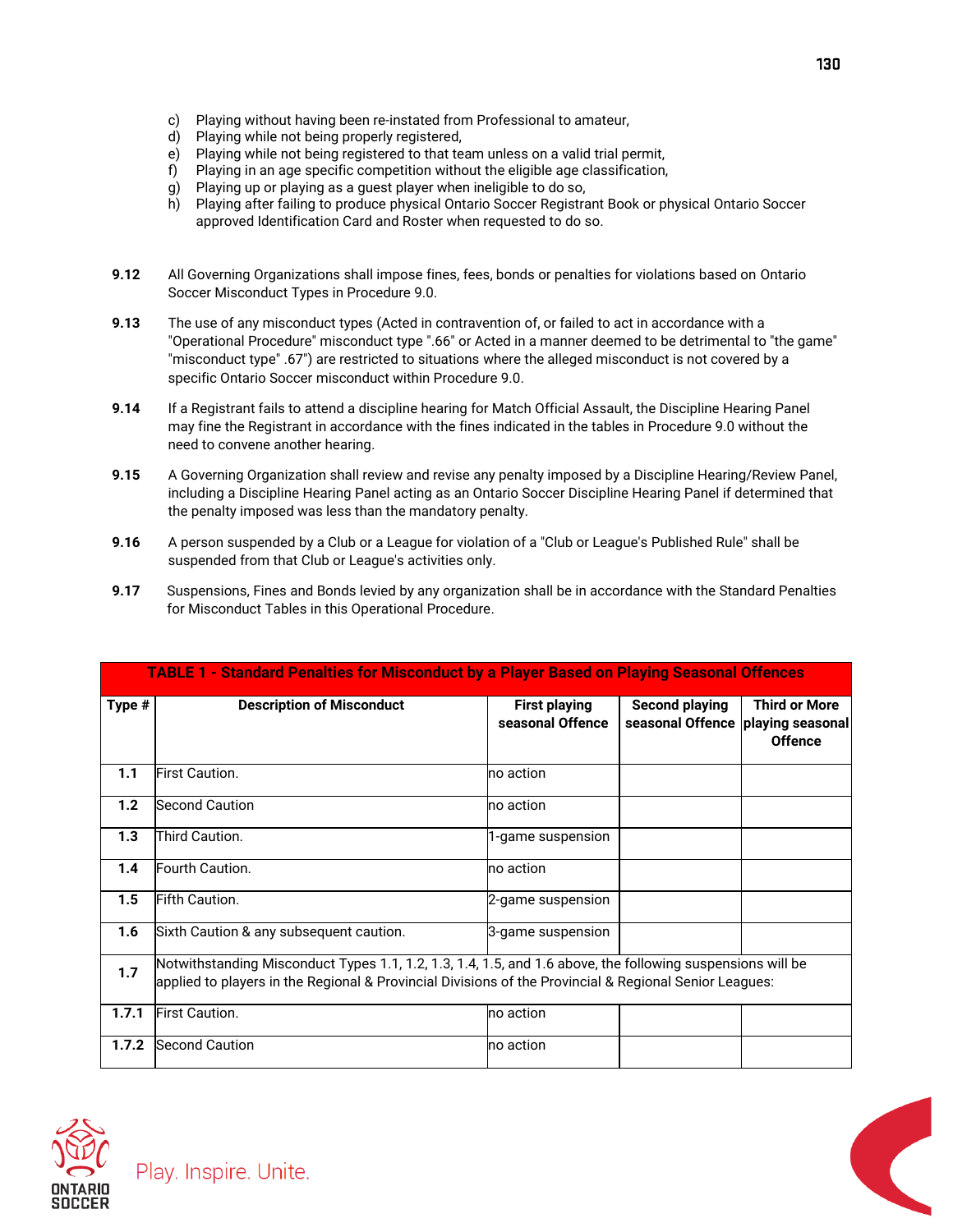c) Playing without having been re-instated from Professional to amateur,
d) Playing while not being properly registered,
e) Playing while not being registered to that team unless on a valid trial permit,
f) Playing in an age specific competition without the eligible age classification,
g) Playing up or playing as a guest player when ineligible to do so,
h) Playing after failing to produce physical Ontario Soccer Registrant Book or physical Ontario Soccer approved Identification Card and Roster when requested to do so.

**9.12** All Governing Organizations shall impose fines, fees, bonds or penalties for violations based on Ontario Soccer Misconduct Types in Procedure 9.0.

**9.13** The use of any misconduct types (Acted in contravention of, or failed to act in accordance with a "Operational Procedure" misconduct type ".66" or Acted in a manner deemed to be detrimental to "the game" "misconduct type" .67") are restricted to situations where the alleged misconduct is not covered by a specific Ontario Soccer misconduct within Procedure 9.0.

**9.14** If a Registrant fails to attend a discipline hearing for Match Official Assault, the Discipline Hearing Panel may fine the Registrant in accordance with the fines indicated in the tables in Procedure 9.0 without the need to convene another hearing.

**9.15** A Governing Organization shall review and revise any penalty imposed by a Discipline Hearing/Review Panel, including a Discipline Hearing Panel acting as an Ontario Soccer Discipline Hearing Panel if determined that the penalty imposed was less than the mandatory penalty.

**9.16** A person suspended by a Club or a League for violation of a "Club or League's Published Rule" shall be suspended from that Club or League's activities only.

**9.17** Suspensions, Fines and Bonds levied by any organization shall be in accordance with the Standard Penalties for Misconduct Tables in this Operational Procedure.

**TABLE 1 - Standard Penalties for Misconduct by a Player Based on Playing Seasonal Offences**

| Type # | Description of Misconduct | First playing seasonal Offence | Second playing seasonal Offence | Third or More playing seasonal Offence |
|---|---|---|---|---|
| 1.1 | First Caution. | no action | | |
| 1.2 | Second Caution | no action | | |
| 1.3 | Third Caution. | 1-game suspension | | |
| 1.4 | Fourth Caution. | no action | | |
| 1.5 | Fifth Caution. | 2-game suspension | | |
| 1.6 | Sixth Caution & any subsequent caution. | 3-game suspension | | |
| 1.7 | Notwithstanding Misconduct Types 1.1, 1.2, 1.3, 1.4, 1.5, and 1.6 above, the following suspensions will be applied to players in the Regional & Provincial Divisions of the Provincial & Regional Senior Leagues: | | | |
| 1.7.1 | First Caution. | no action | | |
| 1.7.2 | Second Caution | no action | | |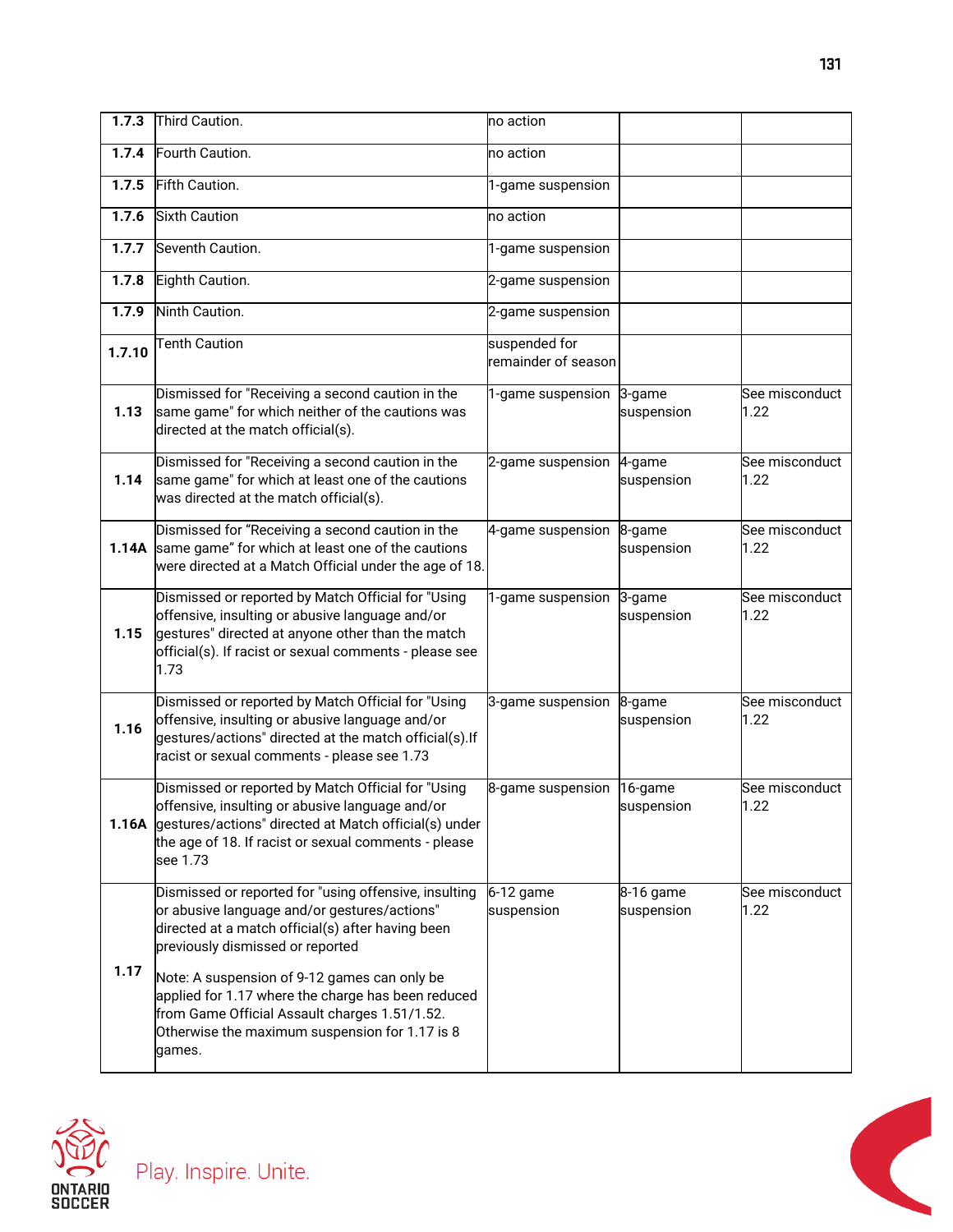| | | | | |
|---|---|---|---|---|
| **1.7.3** | Third Caution. | no action | | |
| **1.7.4** | Fourth Caution. | no action | | |
| **1.7.5** | Fifth Caution. | 1-game suspension | | |
| **1.7.6** | Sixth Caution | no action | | |
| **1.7.7** | Seventh Caution. | 1-game suspension | | |
| **1.7.8** | Eighth Caution. | 2-game suspension | | |
| **1.7.9** | Ninth Caution. | 2-game suspension | | |
| **1.7.10** | Tenth Caution | suspended for remainder of season | | |
| **1.13** | Dismissed for "Receiving a second caution in the same game" for which neither of the cautions was directed at the match official(s). | 1-game suspension | 3-game suspension | See misconduct 1.22 |
| **1.14** | Dismissed for "Receiving a second caution in the same game" for which at least one of the cautions was directed at the match official(s). | 2-game suspension | 4-game suspension | See misconduct 1.22 |
| **1.14A** | Dismissed for "Receiving a second caution in the same game" for which at least one of the cautions were directed at a Match Official under the age of 18. | 4-game suspension | 8-game suspension | See misconduct 1.22 |
| **1.15** | Dismissed or reported by Match Official for "Using offensive, insulting or abusive language and/or gestures" directed at anyone other than the match official(s). If racist or sexual comments - please see 1.73 | 1-game suspension | 3-game suspension | See misconduct 1.22 |
| **1.16** | Dismissed or reported by Match Official for "Using offensive, insulting or abusive language and/or gestures/actions" directed at the match official(s).If racist or sexual comments - please see 1.73 | 3-game suspension | 8-game suspension | See misconduct 1.22 |
| **1.16A** | Dismissed or reported by Match Official for "Using offensive, insulting or abusive language and/or gestures/actions" directed at Match official(s) under the age of 18. If racist or sexual comments - please see 1.73 | 8-game suspension | 16-game suspension | See misconduct 1.22 |
| **1.17** | Dismissed or reported for "using offensive, insulting or abusive language and/or gestures/actions" directed at a match official(s) after having been previously dismissed or reported<br><br>Note: A suspension of 9-12 games can only be applied for 1.17 where the charge has been reduced from Game Official Assault charges 1.51/1.52. Otherwise the maximum suspension for 1.17 is 8 games. | 6-12 game suspension | 8-16 game suspension | See misconduct 1.22 |

Play. Inspire. Unite.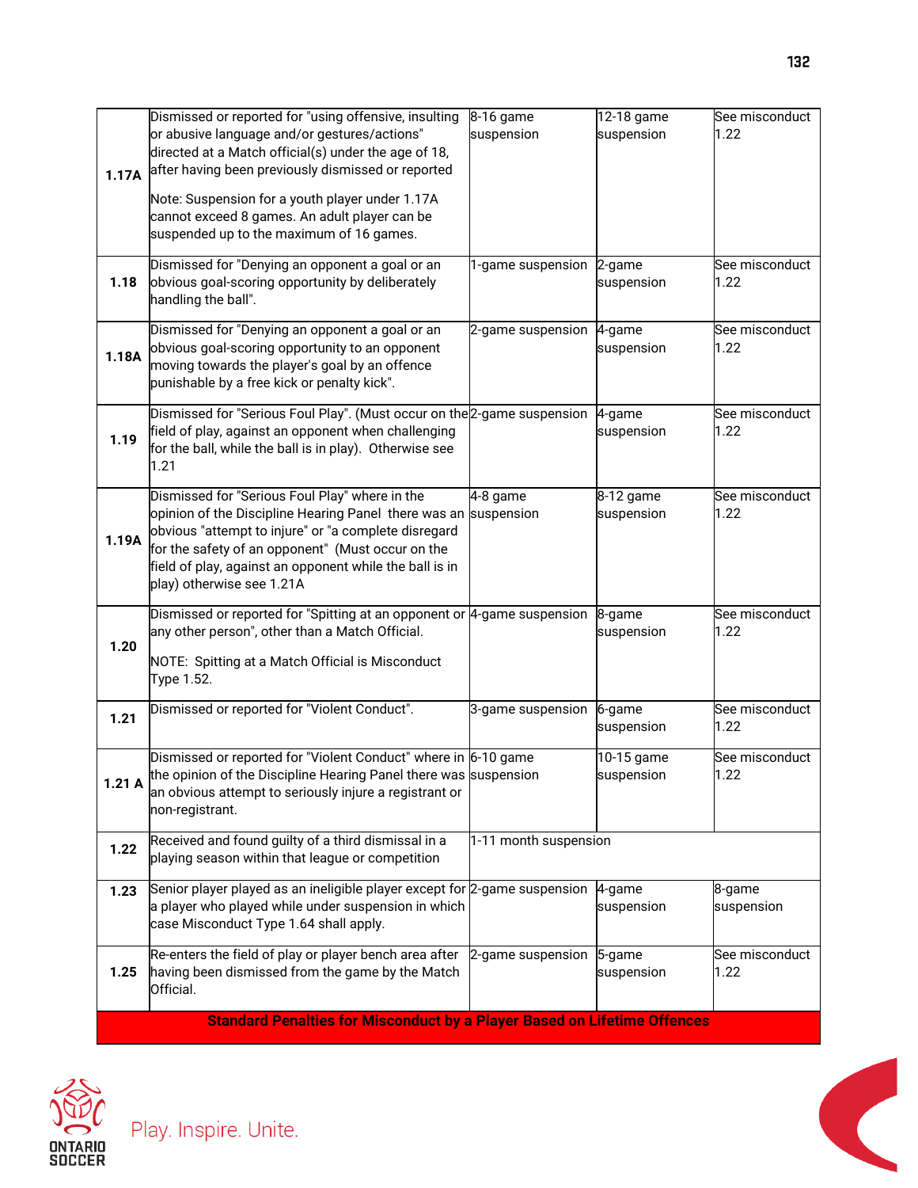| | | | | |
|---|---|---|---|---|
| **1.17A** | Dismissed or reported for "using offensive, insulting or abusive language and/or gestures/actions" directed at a Match official(s) under the age of 18, after having been previously dismissed or reported<br><br>Note: Suspension for a youth player under 1.17A cannot exceed 8 games. An adult player can be suspended up to the maximum of 16 games. | 8-16 game suspension | 12-18 game suspension | See misconduct 1.22 |
| **1.18** | Dismissed for "Denying an opponent a goal or an obvious goal-scoring opportunity by deliberately handling the ball". | 1-game suspension | 2-game suspension | See misconduct 1.22 |
| **1.18A** | Dismissed for "Denying an opponent a goal or an obvious goal-scoring opportunity to an opponent moving towards the player's goal by an offence punishable by a free kick or penalty kick". | 2-game suspension | 4-game suspension | See misconduct 1.22 |
| **1.19** | Dismissed for "Serious Foul Play". (Must occur on the field of play, against an opponent when challenging for the ball, while the ball is in play). Otherwise see 1.21 | 2-game suspension | 4-game suspension | See misconduct 1.22 |
| **1.19A** | Dismissed for "Serious Foul Play" where in the opinion of the Discipline Hearing Panel there was an obvious "attempt to injure" or "a complete disregard for the safety of an opponent" (Must occur on the field of play, against an opponent while the ball is in play) otherwise see 1.21A | 4-8 game suspension | 8-12 game suspension | See misconduct 1.22 |
| **1.20** | Dismissed or reported for "Spitting at an opponent or any other person", other than a Match Official.<br><br>NOTE: Spitting at a Match Official is Misconduct Type 1.52. | 4-game suspension | 8-game suspension | See misconduct 1.22 |
| **1.21** | Dismissed or reported for "Violent Conduct". | 3-game suspension | 6-game suspension | See misconduct 1.22 |
| **1.21 A** | Dismissed or reported for "Violent Conduct" where in the opinion of the Discipline Hearing Panel there was an obvious attempt to seriously injure a registrant or non-registrant. | 6-10 game suspension | 10-15 game suspension | See misconduct 1.22 |
| **1.22** | Received and found guilty of a third dismissal in a playing season within that league or competition | 1-11 month suspension | | |
| **1.23** | Senior player played as an ineligible player except for a player who played while under suspension in which case Misconduct Type 1.64 shall apply. | 2-game suspension | 4-game suspension | 8-game suspension |
| **1.25** | Re-enters the field of play or player bench area after having been dismissed from the game by the Match Official. | 2-game suspension | 5-game suspension | See misconduct 1.22 |
| | **Standard Penalties for Misconduct by a Player Based on Lifetime Offences** | | | |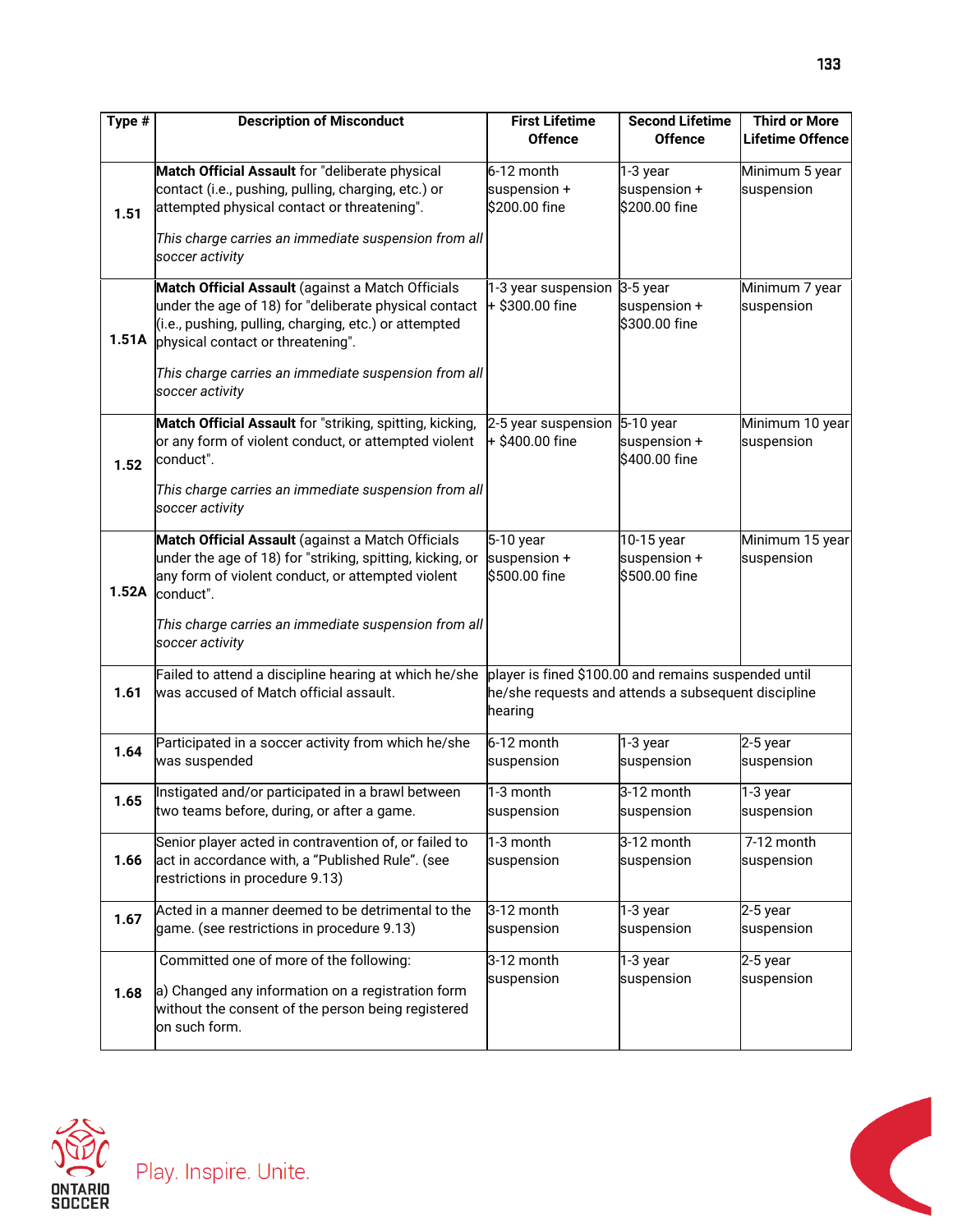| Type # | Description of Misconduct | First Lifetime Offence | Second Lifetime Offence | Third or More Lifetime Offence |
|---|---|---|---|---|
| 1.51 | **Match Official Assault** for "deliberate physical contact (i.e., pushing, pulling, charging, etc.) or attempted physical contact or threatening".<br><br>*This charge carries an immediate suspension from all soccer activity* | 6-12 month suspension + $200.00 fine | 1-3 year suspension + $200.00 fine | Minimum 5 year suspension |
| 1.51A | **Match Official Assault** (against a Match Officials under the age of 18) for "deliberate physical contact (i.e., pushing, pulling, charging, etc.) or attempted physical contact or threatening".<br><br>*This charge carries an immediate suspension from all soccer activity* | 1-3 year suspension + $300.00 fine | 3-5 year suspension + $300.00 fine | Minimum 7 year suspension |
| 1.52 | **Match Official Assault** for "striking, spitting, kicking, or any form of violent conduct, or attempted violent conduct".<br><br>*This charge carries an immediate suspension from all soccer activity* | 2-5 year suspension + $400.00 fine | 5-10 year suspension + $400.00 fine | Minimum 10 year suspension |
| 1.52A | **Match Official Assault** (against a Match Officials under the age of 18) for "striking, spitting, kicking, or any form of violent conduct, or attempted violent conduct".<br><br>*This charge carries an immediate suspension from all soccer activity* | 5-10 year suspension + $500.00 fine | 10-15 year suspension + $500.00 fine | Minimum 15 year suspension |
| 1.61 | Failed to attend a discipline hearing at which he/she was accused of Match official assault. | player is fined $100.00 and remains suspended until he/she requests and attends a subsequent discipline hearing | | |
| 1.64 | Participated in a soccer activity from which he/she was suspended | 6-12 month suspension | 1-3 year suspension | 2-5 year suspension |
| 1.65 | Instigated and/or participated in a brawl between two teams before, during, or after a game. | 1-3 month suspension | 3-12 month suspension | 1-3 year suspension |
| 1.66 | Senior player acted in contravention of, or failed to act in accordance with, a "Published Rule". (see restrictions in procedure 9.13) | 1-3 month suspension | 3-12 month suspension | 7-12 month suspension |
| 1.67 | Acted in a manner deemed to be detrimental to the game. (see restrictions in procedure 9.13) | 3-12 month suspension | 1-3 year suspension | 2-5 year suspension |
| 1.68 | Committed one of more of the following:<br><br>a) Changed any information on a registration form without the consent of the person being registered on such form. | 3-12 month suspension | 1-3 year suspension | 2-5 year suspension |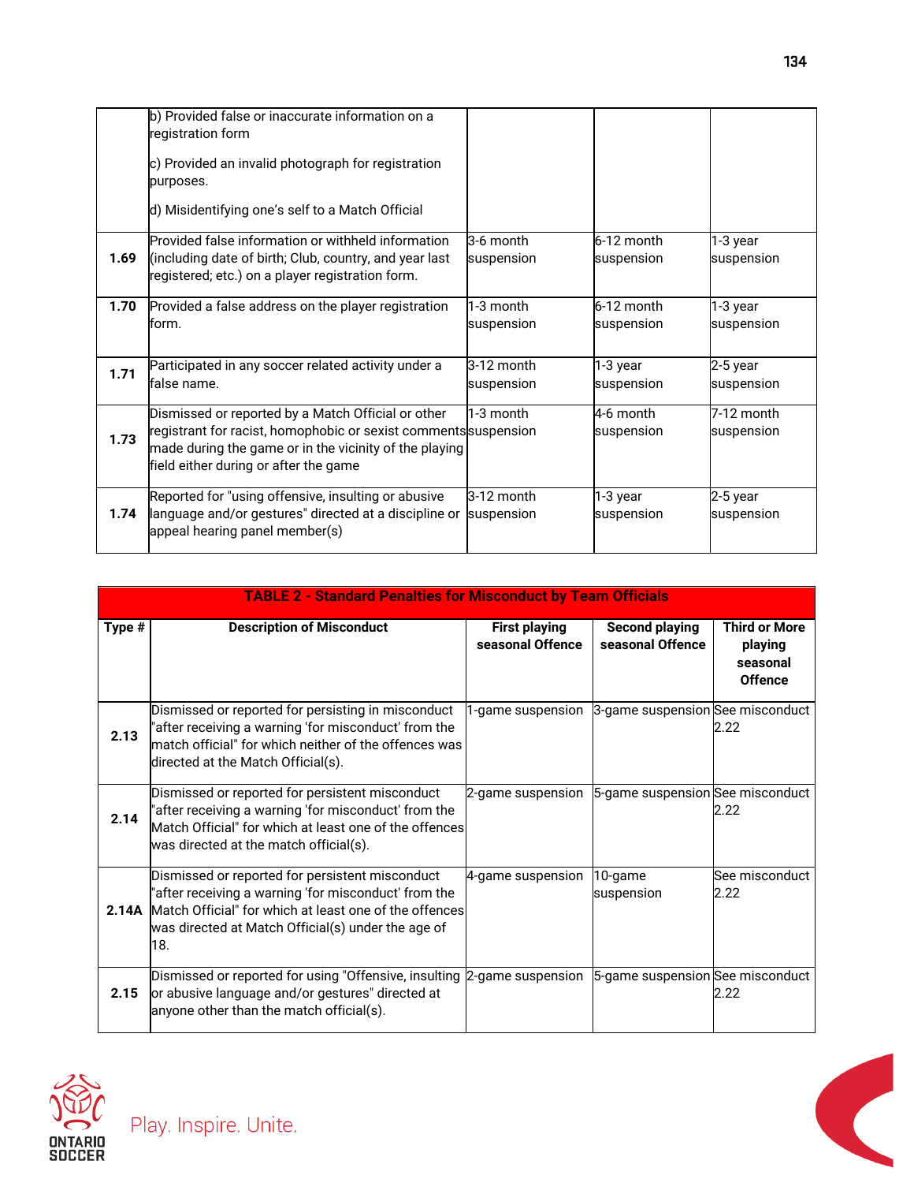| | | | | |
|---|---|---|---|---|
| | b) Provided false or inaccurate information on a registration form<br><br>c) Provided an invalid photograph for registration purposes.<br><br>d) Misidentifying one's self to a Match Official | | | |
| **1.69** | Provided false information or withheld information (including date of birth; Club, country, and year last registered; etc.) on a player registration form. | 3-6 month suspension | 6-12 month suspension | 1-3 year suspension |
| **1.70** | Provided a false address on the player registration form. | 1-3 month suspension | 6-12 month suspension | 1-3 year suspension |
| **1.71** | Participated in any soccer related activity under a false name. | 3-12 month suspension | 1-3 year suspension | 2-5 year suspension |
| **1.73** | Dismissed or reported by a Match Official or other registrant for racist, homophobic or sexist comments made during the game or in the vicinity of the playing field either during or after the game | 1-3 month suspension | 4-6 month suspension | 7-12 month suspension |
| **1.74** | Reported for "using offensive, insulting or abusive language and/or gestures" directed at a discipline or appeal hearing panel member(s) | 3-12 month suspension | 1-3 year suspension | 2-5 year suspension |

**TABLE 2 - Standard Penalties for Misconduct by Team Officials**

| Type # | Description of Misconduct | First playing seasonal Offence | Second playing seasonal Offence | Third or More playing seasonal Offence |
|---|---|---|---|---|
| **2.13** | Dismissed or reported for persisting in misconduct "after receiving a warning 'for misconduct' from the match official" for which neither of the offences was directed at the Match Official(s). | 1-game suspension | 3-game suspension | See misconduct 2.22 |
| **2.14** | Dismissed or reported for persistent misconduct "after receiving a warning 'for misconduct' from the Match Official" for which at least one of the offences was directed at the match official(s). | 2-game suspension | 5-game suspension | See misconduct 2.22 |
| **2.14A** | Dismissed or reported for persistent misconduct "after receiving a warning 'for misconduct' from the Match Official" for which at least one of the offences was directed at Match Official(s) under the age of 18. | 4-game suspension | 10-game suspension | See misconduct 2.22 |
| **2.15** | Dismissed or reported for using "Offensive, insulting or abusive language and/or gestures" directed at anyone other than the match official(s). | 2-game suspension | 5-game suspension | See misconduct 2.22 |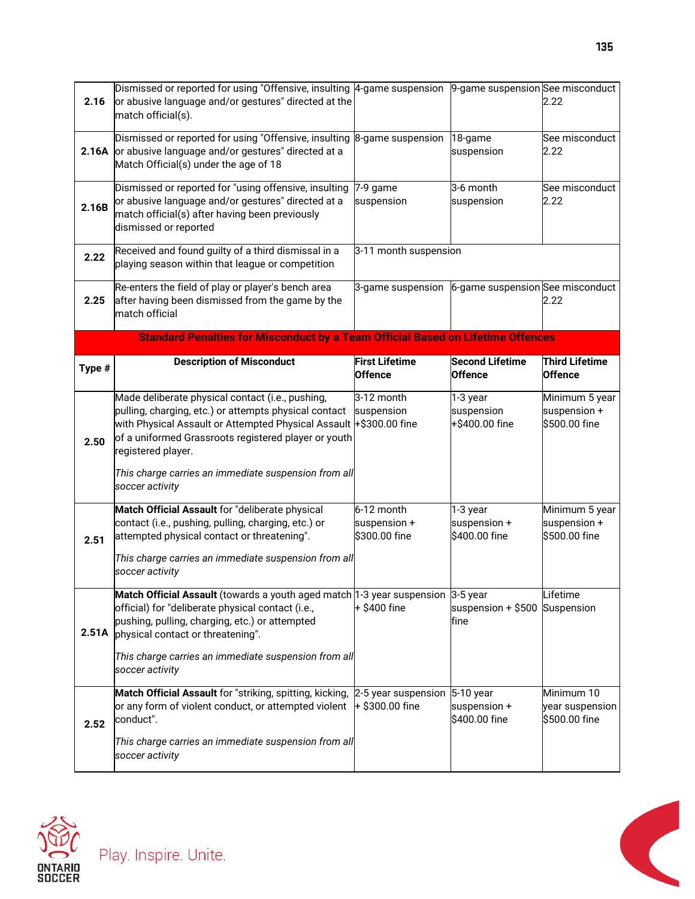| | | | | |
|---|---|---|---|---|
| **2.16** | Dismissed or reported for using "Offensive, insulting or abusive language and/or gestures" directed at the match official(s). | 4-game suspension | 9-game suspension | See misconduct 2.22 |
| **2.16A** | Dismissed or reported for using "Offensive, insulting or abusive language and/or gestures" directed at a Match Official(s) under the age of 18 | 8-game suspension | 18-game suspension | See misconduct 2.22 |
| **2.16B** | Dismissed or reported for "using offensive, insulting or abusive language and/or gestures" directed at a match official(s) after having been previously dismissed or reported | 7-9 game suspension | 3-6 month suspension | See misconduct 2.22 |
| **2.22** | Received and found guilty of a third dismissal in a playing season within that league or competition | 3-11 month suspension | | |
| **2.25** | Re-enters the field of play or player's bench area after having been dismissed from the game by the match official | 3-game suspension | 6-game suspension | See misconduct 2.22 |

**Standard Penalties for Misconduct by a Team Official Based on Lifetime Offences**

| Type # | Description of Misconduct | First Lifetime Offence | Second Lifetime Offence | Third Lifetime Offence |
|---|---|---|---|---|
| **2.50** | Made deliberate physical contact (i.e., pushing, pulling, charging, etc.) or attempts physical contact with Physical Assault or Attempted Physical Assault of a uniformed Grassroots registered player or youth registered player.<br><br>*This charge carries an immediate suspension from all soccer activity* | 3-12 month suspension +$300.00 fine | 1-3 year suspension +$400.00 fine | Minimum 5 year suspension + $500.00 fine |
| **2.51** | **Match Official Assault** for "deliberate physical contact (i.e., pushing, pulling, charging, etc.) or attempted physical contact or threatening".<br><br>*This charge carries an immediate suspension from all soccer activity* | 6-12 month suspension + $300.00 fine | 1-3 year suspension + $400.00 fine | Minimum 5 year suspension + $500.00 fine |
| **2.51A** | **Match Official Assault** (towards a youth aged match official) for "deliberate physical contact (i.e., pushing, pulling, charging, etc.) or attempted physical contact or threatening".<br><br>*This charge carries an immediate suspension from all soccer activity* | 1-3 year suspension + $400 fine | 3-5 year suspension + $500 fine | Lifetime Suspension |
| **2.52** | **Match Official Assault** for "striking, spitting, kicking, or any form of violent conduct, or attempted violent conduct".<br><br>*This charge carries an immediate suspension from all soccer activity* | 2-5 year suspension + $300.00 fine | 5-10 year suspension + $400.00 fine | Minimum 10 year suspension $500.00 fine |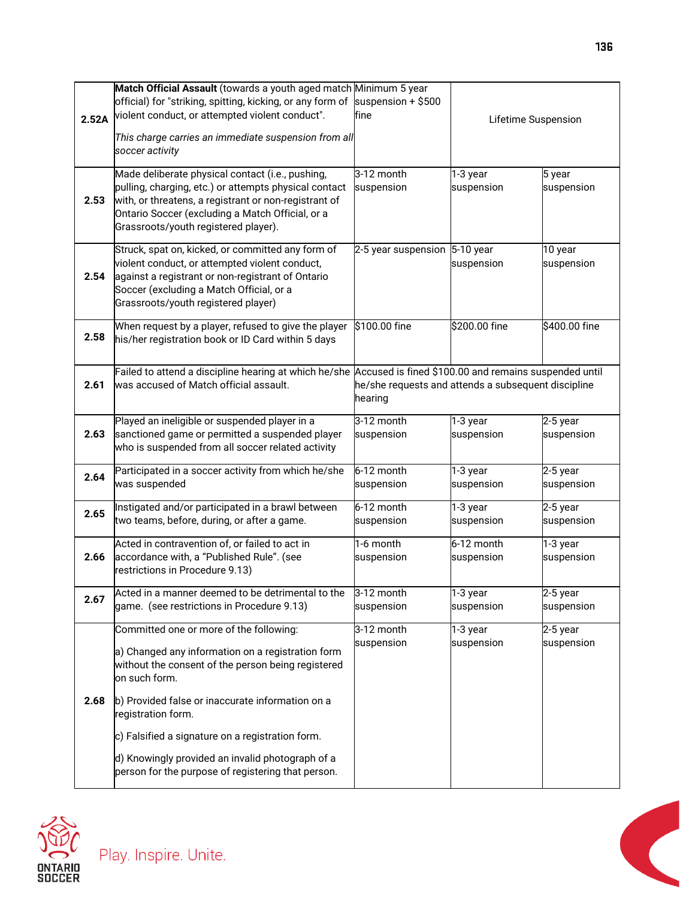| | | | | |
|---|---|---|---|---|
| **2.52A** | **Match Official Assault** (towards a youth aged match official) for "striking, spitting, kicking, or any form of violent conduct, or attempted violent conduct".<br><br>*This charge carries an immediate suspension from all soccer activity* | Minimum 5 year suspension + $500 fine | Lifetime Suspension | |
| **2.53** | Made deliberate physical contact (i.e., pushing, pulling, charging, etc.) or attempts physical contact with, or threatens, a registrant or non-registrant of Ontario Soccer (excluding a Match Official, or a Grassroots/youth registered player). | 3-12 month suspension | 1-3 year suspension | 5 year suspension |
| **2.54** | Struck, spat on, kicked, or committed any form of violent conduct, or attempted violent conduct, against a registrant or non-registrant of Ontario Soccer (excluding a Match Official, or a Grassroots/youth registered player) | 2-5 year suspension | 5-10 year suspension | 10 year suspension |
| **2.58** | When request by a player, refused to give the player his/her registration book or ID Card within 5 days | $100.00 fine | $200.00 fine | $400.00 fine |
| **2.61** | Failed to attend a discipline hearing at which he/she was accused of Match official assault. | Accused is fined $100.00 and remains suspended until he/she requests and attends a subsequent discipline hearing | | |
| **2.63** | Played an ineligible or suspended player in a sanctioned game or permitted a suspended player who is suspended from all soccer related activity | 3-12 month suspension | 1-3 year suspension | 2-5 year suspension |
| **2.64** | Participated in a soccer activity from which he/she was suspended | 6-12 month suspension | 1-3 year suspension | 2-5 year suspension |
| **2.65** | Instigated and/or participated in a brawl between two teams, before, during, or after a game. | 6-12 month suspension | 1-3 year suspension | 2-5 year suspension |
| **2.66** | Acted in contravention of, or failed to act in accordance with, a "Published Rule". (see restrictions in Procedure 9.13) | 1-6 month suspension | 6-12 month suspension | 1-3 year suspension |
| **2.67** | Acted in a manner deemed to be detrimental to the game. (see restrictions in Procedure 9.13) | 3-12 month suspension | 1-3 year suspension | 2-5 year suspension |
| **2.68** | Committed one or more of the following:<br><br>a) Changed any information on a registration form without the consent of the person being registered on such form.<br><br>b) Provided false or inaccurate information on a registration form.<br><br>c) Falsified a signature on a registration form.<br><br>d) Knowingly provided an invalid photograph of a person for the purpose of registering that person. | 3-12 month suspension | 1-3 year suspension | 2-5 year suspension |

Play. Inspire. Unite.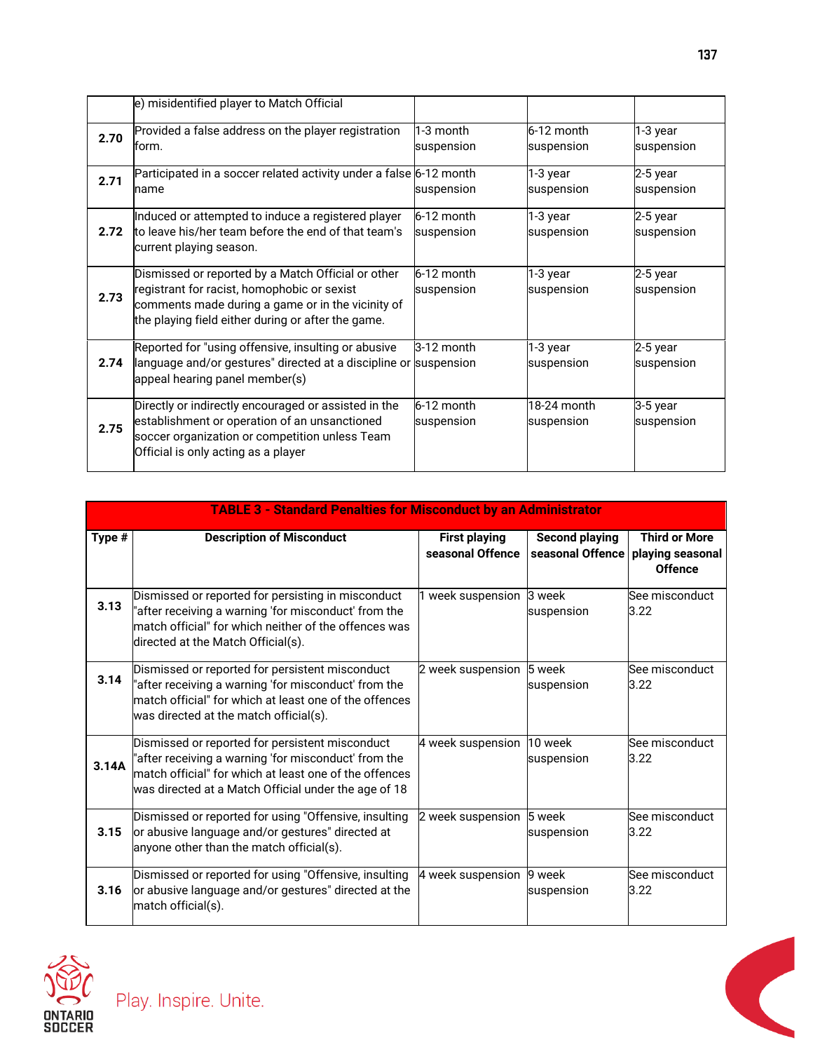| | | | | |
|---|---|---|---|---|
| | e) misidentified player to Match Official | | | |
| **2.70** | Provided a false address on the player registration form. | 1-3 month suspension | 6-12 month suspension | 1-3 year suspension |
| **2.71** | Participated in a soccer related activity under a false name | 6-12 month suspension | 1-3 year suspension | 2-5 year suspension |
| **2.72** | Induced or attempted to induce a registered player to leave his/her team before the end of that team's current playing season. | 6-12 month suspension | 1-3 year suspension | 2-5 year suspension |
| **2.73** | Dismissed or reported by a Match Official or other registrant for racist, homophobic or sexist comments made during a game or in the vicinity of the playing field either during or after the game. | 6-12 month suspension | 1-3 year suspension | 2-5 year suspension |
| **2.74** | Reported for "using offensive, insulting or abusive language and/or gestures" directed at a discipline or appeal hearing panel member(s) | 3-12 month suspension | 1-3 year suspension | 2-5 year suspension |
| **2.75** | Directly or indirectly encouraged or assisted in the establishment or operation of an unsanctioned soccer organization or competition unless Team Official is only acting as a player | 6-12 month suspension | 18-24 month suspension | 3-5 year suspension |

**TABLE 3 - Standard Penalties for Misconduct by an Administrator**

| Type # | Description of Misconduct | First playing seasonal Offence | Second playing seasonal Offence | Third or More playing seasonal Offence |
|---|---|---|---|---|
| **3.13** | Dismissed or reported for persisting in misconduct "after receiving a warning 'for misconduct' from the match official" for which neither of the offences was directed at the Match Official(s). | 1 week suspension | 3 week suspension | See misconduct 3.22 |
| **3.14** | Dismissed or reported for persistent misconduct "after receiving a warning 'for misconduct' from the match official" for which at least one of the offences was directed at the match official(s). | 2 week suspension | 5 week suspension | See misconduct 3.22 |
| **3.14A** | Dismissed or reported for persistent misconduct "after receiving a warning 'for misconduct' from the match official" for which at least one of the offences was directed at a Match Official under the age of 18 | 4 week suspension | 10 week suspension | See misconduct 3.22 |
| **3.15** | Dismissed or reported for using "Offensive, insulting or abusive language and/or gestures" directed at anyone other than the match official(s). | 2 week suspension | 5 week suspension | See misconduct 3.22 |
| **3.16** | Dismissed or reported for using "Offensive, insulting or abusive language and/or gestures" directed at the match official(s). | 4 week suspension | 9 week suspension | See misconduct 3.22 |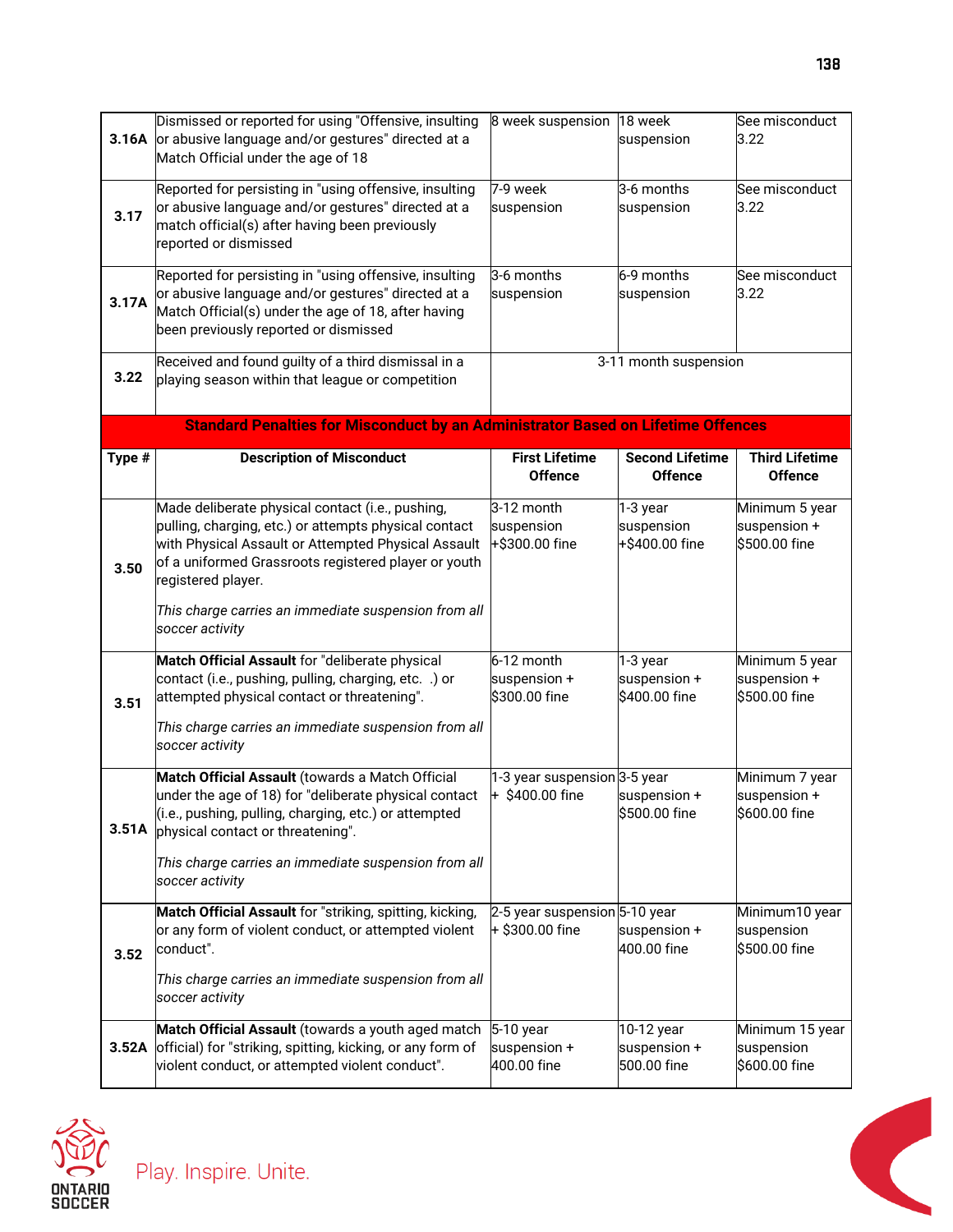| | | | | |
|---|---|---|---|---|
| **3.16A** | Dismissed or reported for using "Offensive, insulting or abusive language and/or gestures" directed at a Match Official under the age of 18 | 8 week suspension | 18 week suspension | See misconduct 3.22 |
| **3.17** | Reported for persisting in "using offensive, insulting or abusive language and/or gestures" directed at a match official(s) after having been previously reported or dismissed | 7-9 week suspension | 3-6 months suspension | See misconduct 3.22 |
| **3.17A** | Reported for persisting in "using offensive, insulting or abusive language and/or gestures" directed at a Match Official(s) under the age of 18, after having been previously reported or dismissed | 3-6 months suspension | 6-9 months suspension | See misconduct 3.22 |
| **3.22** | Received and found guilty of a third dismissal in a playing season within that league or competition | 3-11 month suspension | | |

**Standard Penalties for Misconduct by an Administrator Based on Lifetime Offences**

| Type # | Description of Misconduct | First Lifetime Offence | Second Lifetime Offence | Third Lifetime Offence |
|---|---|---|---|---|
| **3.50** | Made deliberate physical contact (i.e., pushing, pulling, charging, etc.) or attempts physical contact with Physical Assault or Attempted Physical Assault of a uniformed Grassroots registered player or youth registered player.<br><br>*This charge carries an immediate suspension from all soccer activity* | 3-12 month suspension +$300.00 fine | 1-3 year suspension +$400.00 fine | Minimum 5 year suspension + $500.00 fine |
| **3.51** | **Match Official Assault** for "deliberate physical contact (i.e., pushing, pulling, charging, etc. .) or attempted physical contact or threatening".<br><br>*This charge carries an immediate suspension from all soccer activity* | 6-12 month suspension + $300.00 fine | 1-3 year suspension + $400.00 fine | Minimum 5 year suspension + $500.00 fine |
| **3.51A** | **Match Official Assault** (towards a Match Official under the age of 18) for "deliberate physical contact (i.e., pushing, pulling, charging, etc.) or attempted physical contact or threatening".<br><br>*This charge carries an immediate suspension from all soccer activity* | 1-3 year suspension + $400.00 fine | 3-5 year suspension + $500.00 fine | Minimum 7 year suspension + $600.00 fine |
| **3.52** | **Match Official Assault** for "striking, spitting, kicking, or any form of violent conduct, or attempted violent conduct".<br><br>*This charge carries an immediate suspension from all soccer activity* | 2-5 year suspension + $300.00 fine | 5-10 year suspension + 400.00 fine | Minimum10 year suspension $500.00 fine |
| **3.52A** | **Match Official Assault** (towards a youth aged match official) for "striking, spitting, kicking, or any form of violent conduct, or attempted violent conduct". | 5-10 year suspension + 400.00 fine | 10-12 year suspension + 500.00 fine | Minimum 15 year suspension $600.00 fine |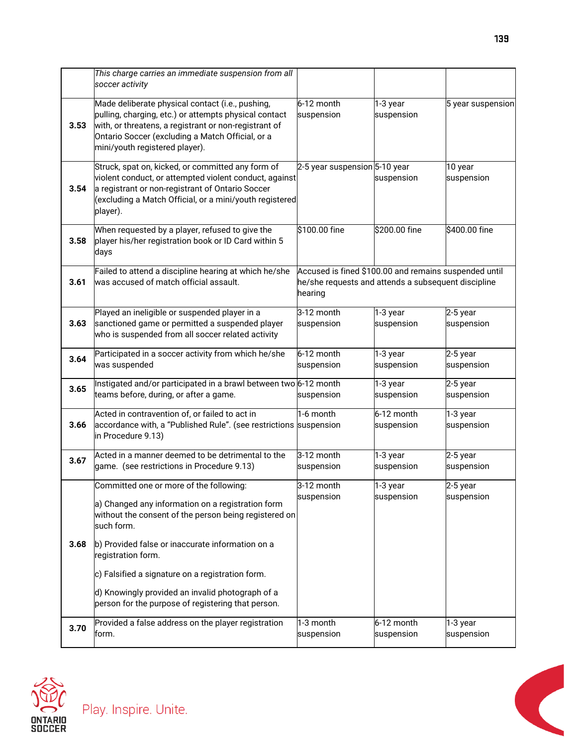| | | | | |
|---|---|---|---|---|
| | *This charge carries an immediate suspension from all soccer activity* | | | |
| **3.53** | Made deliberate physical contact (i.e., pushing, pulling, charging, etc.) or attempts physical contact with, or threatens, a registrant or non-registrant of Ontario Soccer (excluding a Match Official, or a mini/youth registered player). | 6-12 month suspension | 1-3 year suspension | 5 year suspension |
| **3.54** | Struck, spat on, kicked, or committed any form of violent conduct, or attempted violent conduct, against a registrant or non-registrant of Ontario Soccer (excluding a Match Official, or a mini/youth registered player). | 2-5 year suspension | 5-10 year suspension | 10 year suspension |
| **3.58** | When requested by a player, refused to give the player his/her registration book or ID Card within 5 days | $100.00 fine | $200.00 fine | $400.00 fine |
| **3.61** | Failed to attend a discipline hearing at which he/she was accused of match official assault. | Accused is fined $100.00 and remains suspended until he/she requests and attends a subsequent discipline hearing | | |
| **3.63** | Played an ineligible or suspended player in a sanctioned game or permitted a suspended player who is suspended from all soccer related activity | 3-12 month suspension | 1-3 year suspension | 2-5 year suspension |
| **3.64** | Participated in a soccer activity from which he/she was suspended | 6-12 month suspension | 1-3 year suspension | 2-5 year suspension |
| **3.65** | Instigated and/or participated in a brawl between two teams before, during, or after a game. | 6-12 month suspension | 1-3 year suspension | 2-5 year suspension |
| **3.66** | Acted in contravention of, or failed to act in accordance with, a "Published Rule". (see restrictions in Procedure 9.13) | 1-6 month suspension | 6-12 month suspension | 1-3 year suspension |
| **3.67** | Acted in a manner deemed to be detrimental to the game. (see restrictions in Procedure 9.13) | 3-12 month suspension | 1-3 year suspension | 2-5 year suspension |
| **3.68** | Committed one or more of the following:<br><br>a) Changed any information on a registration form without the consent of the person being registered on such form.<br><br>b) Provided false or inaccurate information on a registration form.<br><br>c) Falsified a signature on a registration form.<br><br>d) Knowingly provided an invalid photograph of a person for the purpose of registering that person. | 3-12 month suspension | 1-3 year suspension | 2-5 year suspension |
| **3.70** | Provided a false address on the player registration form. | 1-3 month suspension | 6-12 month suspension | 1-3 year suspension |

Play. Inspire. Unite.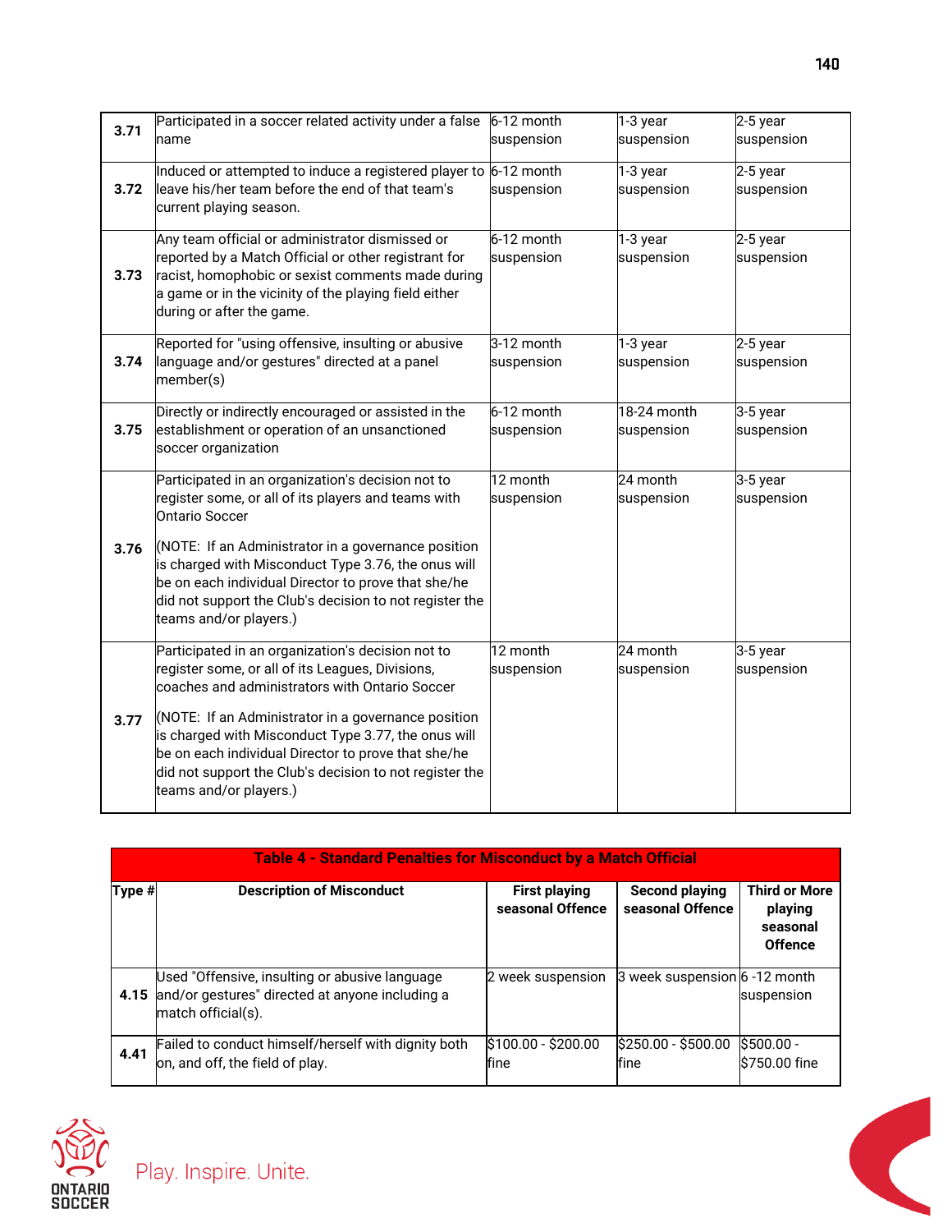| | | | | |
|---|---|---|---|---|
| **3.71** | Participated in a soccer related activity under a false name | 6-12 month suspension | 1-3 year suspension | 2-5 year suspension |
| **3.72** | Induced or attempted to induce a registered player to leave his/her team before the end of that team's current playing season. | 6-12 month suspension | 1-3 year suspension | 2-5 year suspension |
| **3.73** | Any team official or administrator dismissed or reported by a Match Official or other registrant for racist, homophobic or sexist comments made during a game or in the vicinity of the playing field either during or after the game. | 6-12 month suspension | 1-3 year suspension | 2-5 year suspension |
| **3.74** | Reported for "using offensive, insulting or abusive language and/or gestures" directed at a panel member(s) | 3-12 month suspension | 1-3 year suspension | 2-5 year suspension |
| **3.75** | Directly or indirectly encouraged or assisted in the establishment or operation of an unsanctioned soccer organization | 6-12 month suspension | 18-24 month suspension | 3-5 year suspension |
| **3.76** | Participated in an organization's decision not to register some, or all of its players and teams with Ontario Soccer<br><br>(NOTE: If an Administrator in a governance position is charged with Misconduct Type 3.76, the onus will be on each individual Director to prove that she/he did not support the Club's decision to not register the teams and/or players.) | 12 month suspension | 24 month suspension | 3-5 year suspension |
| **3.77** | Participated in an organization's decision not to register some, or all of its Leagues, Divisions, coaches and administrators with Ontario Soccer<br><br>(NOTE: If an Administrator in a governance position is charged with Misconduct Type 3.77, the onus will be on each individual Director to prove that she/he did not support the Club's decision to not register the teams and/or players.) | 12 month suspension | 24 month suspension | 3-5 year suspension |

**Table 4 - Standard Penalties for Misconduct by a Match Official**

| Type # | Description of Misconduct | First playing seasonal Offence | Second playing seasonal Offence | Third or More playing seasonal Offence |
|---|---|---|---|---|
| **4.15** | Used "Offensive, insulting or abusive language and/or gestures" directed at anyone including a match official(s). | 2 week suspension | 3 week suspension | 6 -12 month suspension |
| **4.41** | Failed to conduct himself/herself with dignity both on, and off, the field of play. | $100.00 - $200.00 fine | $250.00 - $500.00 fine | $500.00 - $750.00 fine |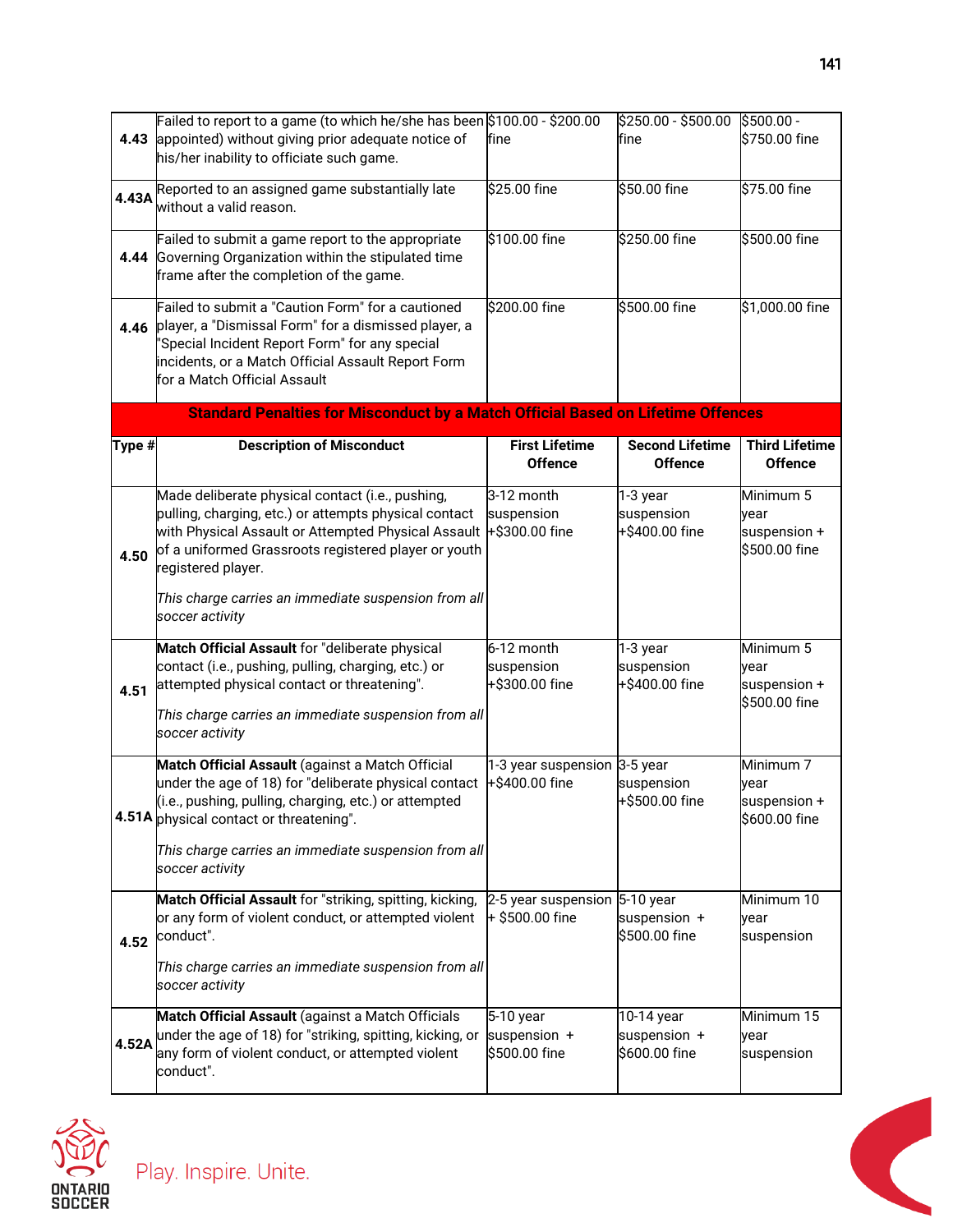| | | | | |
|---|---|---|---|---|
| 4.43 | Failed to report to a game (to which he/she has been appointed) without giving prior adequate notice of his/her inability to officiate such game. | $100.00 - $200.00 fine | $250.00 - $500.00 fine | $500.00 - $750.00 fine |
| 4.43A | Reported to an assigned game substantially late without a valid reason. | $25.00 fine | $50.00 fine | $75.00 fine |
| 4.44 | Failed to submit a game report to the appropriate Governing Organization within the stipulated time frame after the completion of the game. | $100.00 fine | $250.00 fine | $500.00 fine |
| 4.46 | Failed to submit a "Caution Form" for a cautioned player, a "Dismissal Form" for a dismissed player, a "Special Incident Report Form" for any special incidents, or a Match Official Assault Report Form for a Match Official Assault | $200.00 fine | $500.00 fine | $1,000.00 fine |

**Standard Penalties for Misconduct by a Match Official Based on Lifetime Offences**

| Type # | Description of Misconduct | First Lifetime Offence | Second Lifetime Offence | Third Lifetime Offence |
|---|---|---|---|---|
| 4.50 | Made deliberate physical contact (i.e., pushing, pulling, charging, etc.) or attempts physical contact with Physical Assault or Attempted Physical Assault of a uniformed Grassroots registered player or youth registered player.<br><br>*This charge carries an immediate suspension from all soccer activity* | 3-12 month suspension +$300.00 fine | 1-3 year suspension +$400.00 fine | Minimum 5 year suspension + $500.00 fine |
| 4.51 | **Match Official Assault** for "deliberate physical contact (i.e., pushing, pulling, charging, etc.) or attempted physical contact or threatening".<br><br>*This charge carries an immediate suspension from all soccer activity* | 6-12 month suspension +$300.00 fine | 1-3 year suspension +$400.00 fine | Minimum 5 year suspension + $500.00 fine |
| 4.51A | **Match Official Assault** (against a Match Official under the age of 18) for "deliberate physical contact (i.e., pushing, pulling, charging, etc.) or attempted physical contact or threatening".<br><br>*This charge carries an immediate suspension from all soccer activity* | 1-3 year suspension +$400.00 fine | 3-5 year suspension +$500.00 fine | Minimum 7 year suspension + $600.00 fine |
| 4.52 | **Match Official Assault** for "striking, spitting, kicking, or any form of violent conduct, or attempted violent conduct".<br><br>*This charge carries an immediate suspension from all soccer activity* | 2-5 year suspension + $500.00 fine | 5-10 year suspension + $500.00 fine | Minimum 10 year suspension |
| 4.52A | **Match Official Assault** (against a Match Officials under the age of 18) for "striking, spitting, kicking, or any form of violent conduct, or attempted violent conduct". | 5-10 year suspension + $500.00 fine | 10-14 year suspension + $600.00 fine | Minimum 15 year suspension |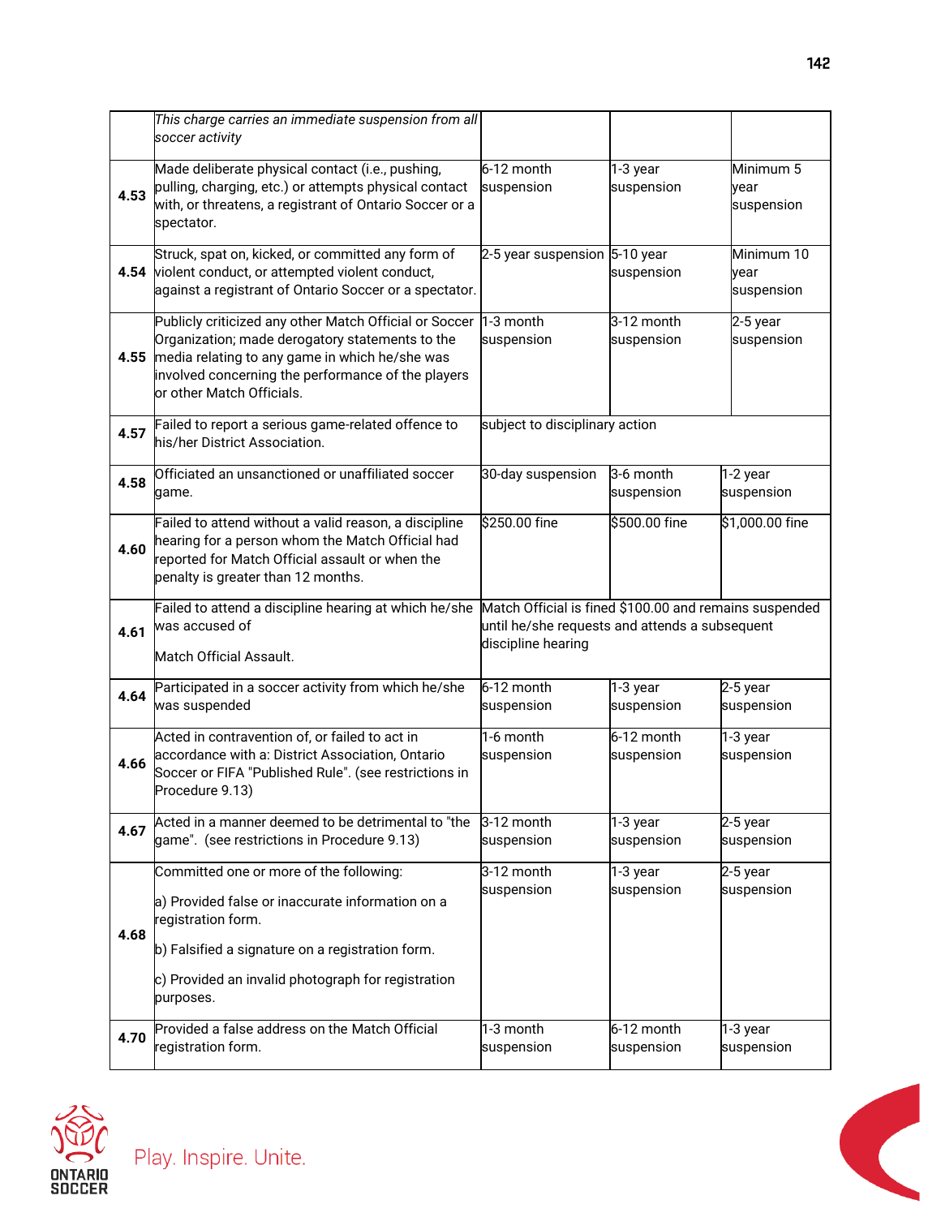|  |  |  |  |  |
|---|---|---|---|---|
|  | *This charge carries an immediate suspension from all soccer activity* |  |  |  |
| 4.53 | Made deliberate physical contact (i.e., pushing, pulling, charging, etc.) or attempts physical contact with, or threatens, a registrant of Ontario Soccer or a spectator. | 6-12 month suspension | 1-3 year suspension | Minimum 5 year suspension |
| 4.54 | Struck, spat on, kicked, or committed any form of violent conduct, or attempted violent conduct, against a registrant of Ontario Soccer or a spectator. | 2-5 year suspension | 5-10 year suspension | Minimum 10 year suspension |
| 4.55 | Publicly criticized any other Match Official or Soccer Organization; made derogatory statements to the media relating to any game in which he/she was involved concerning the performance of the players or other Match Officials. | 1-3 month suspension | 3-12 month suspension | 2-5 year suspension |
| 4.57 | Failed to report a serious game-related offence to his/her District Association. | subject to disciplinary action |  |  |
| 4.58 | Officiated an unsanctioned or unaffiliated soccer game. | 30-day suspension | 3-6 month suspension | 1-2 year suspension |
| 4.60 | Failed to attend without a valid reason, a discipline hearing for a person whom the Match Official had reported for Match Official assault or when the penalty is greater than 12 months. | $250.00 fine | $500.00 fine | $1,000.00 fine |
| 4.61 | Failed to attend a discipline hearing at which he/she was accused of<br><br>Match Official Assault. | Match Official is fined $100.00 and remains suspended until he/she requests and attends a subsequent discipline hearing |  |  |
| 4.64 | Participated in a soccer activity from which he/she was suspended | 6-12 month suspension | 1-3 year suspension | 2-5 year suspension |
| 4.66 | Acted in contravention of, or failed to act in accordance with a: District Association, Ontario Soccer or FIFA "Published Rule". (see restrictions in Procedure 9.13) | 1-6 month suspension | 6-12 month suspension | 1-3 year suspension |
| 4.67 | Acted in a manner deemed to be detrimental to "the game". (see restrictions in Procedure 9.13) | 3-12 month suspension | 1-3 year suspension | 2-5 year suspension |
| 4.68 | Committed one or more of the following:<br><br>a) Provided false or inaccurate information on a registration form.<br><br>b) Falsified a signature on a registration form.<br><br>c) Provided an invalid photograph for registration purposes. | 3-12 month suspension | 1-3 year suspension | 2-5 year suspension |
| 4.70 | Provided a false address on the Match Official registration form. | 1-3 month suspension | 6-12 month suspension | 1-3 year suspension |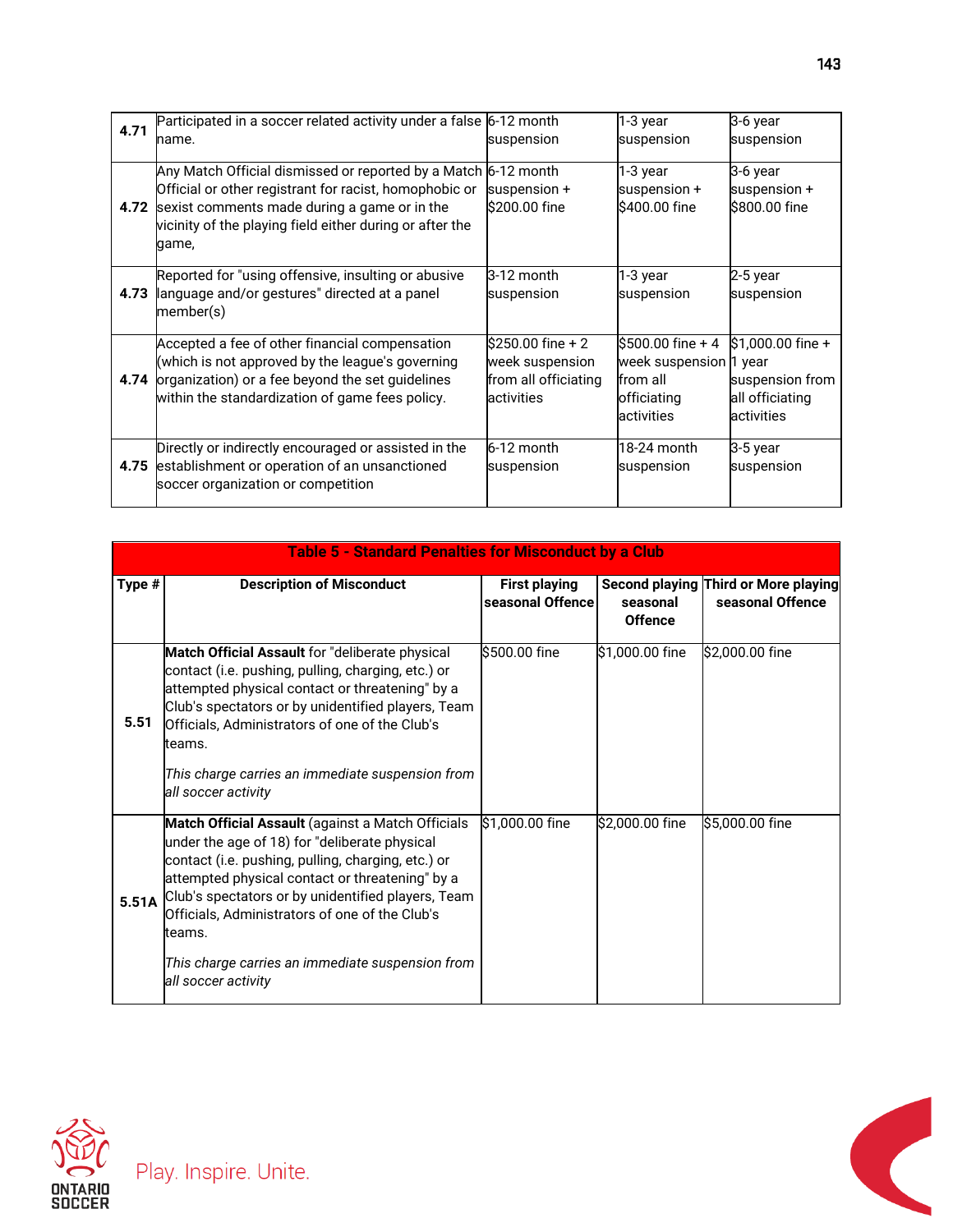| | | | | |
|---|---|---|---|---|
| 4.71 | Participated in a soccer related activity under a false name. | 6-12 month suspension | 1-3 year suspension | 3-6 year suspension |
| 4.72 | Any Match Official dismissed or reported by a Match Official or other registrant for racist, homophobic or sexist comments made during a game or in the vicinity of the playing field either during or after the game, | 6-12 month suspension + $200.00 fine | 1-3 year suspension + $400.00 fine | 3-6 year suspension + $800.00 fine |
| 4.73 | Reported for "using offensive, insulting or abusive language and/or gestures" directed at a panel member(s) | 3-12 month suspension | 1-3 year suspension | 2-5 year suspension |
| 4.74 | Accepted a fee of other financial compensation (which is not approved by the league's governing organization) or a fee beyond the set guidelines within the standardization of game fees policy. | $250.00 fine + 2 week suspension from all officiating activities | $500.00 fine + 4 week suspension from all officiating activities | $1,000.00 fine + 1 year suspension from all officiating activities |
| 4.75 | Directly or indirectly encouraged or assisted in the establishment or operation of an unsanctioned soccer organization or competition | 6-12 month suspension | 18-24 month suspension | 3-5 year suspension |

| **Table 5 - Standard Penalties for Misconduct by a Club** | | | | |
|---|---|---|---|---|
| **Type #** | **Description of Misconduct** | **First playing seasonal Offence** | **Second playing seasonal Offence** | **Third or More playing seasonal Offence** |
| 5.51 | **Match Official Assault** for "deliberate physical contact (i.e. pushing, pulling, charging, etc.) or attempted physical contact or threatening" by a Club's spectators or by unidentified players, Team Officials, Administrators of one of the Club's teams.<br><br>*This charge carries an immediate suspension from all soccer activity* | $500.00 fine | $1,000.00 fine | $2,000.00 fine |
| 5.51A | **Match Official Assault** (against a Match Officials under the age of 18) for "deliberate physical contact (i.e. pushing, pulling, charging, etc.) or attempted physical contact or threatening" by a Club's spectators or by unidentified players, Team Officials, Administrators of one of the Club's teams.<br><br>*This charge carries an immediate suspension from all soccer activity* | $1,000.00 fine | $2,000.00 fine | $5,000.00 fine |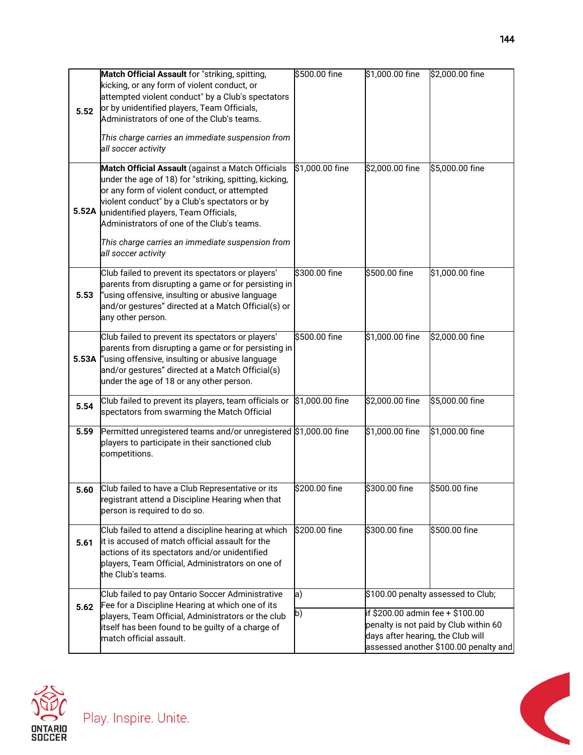| | | | | |
|---|---|---|---|---|
| 5.52 | **Match Official Assault** for "striking, spitting, kicking, or any form of violent conduct, or attempted violent conduct" by a Club's spectators or by unidentified players, Team Officials, Administrators of one of the Club's teams.<br><br>*This charge carries an immediate suspension from all soccer activity* | $500.00 fine | $1,000.00 fine | $2,000.00 fine |
| 5.52A | **Match Official Assault** (against a Match Officials under the age of 18) for "striking, spitting, kicking, or any form of violent conduct, or attempted violent conduct" by a Club's spectators or by unidentified players, Team Officials, Administrators of one of the Club's teams.<br><br>*This charge carries an immediate suspension from all soccer activity* | $1,000.00 fine | $2,000.00 fine | $5,000.00 fine |
| 5.53 | Club failed to prevent its spectators or players' parents from disrupting a game or for persisting in "using offensive, insulting or abusive language and/or gestures" directed at a Match Official(s) or any other person. | $300.00 fine | $500.00 fine | $1,000.00 fine |
| 5.53A | Club failed to prevent its spectators or players' parents from disrupting a game or for persisting in "using offensive, insulting or abusive language and/or gestures" directed at a Match Official(s) under the age of 18 or any other person. | $500.00 fine | $1,000.00 fine | $2,000.00 fine |
| 5.54 | Club failed to prevent its players, team officials or spectators from swarming the Match Official | $1,000.00 fine | $2,000.00 fine | $5,000.00 fine |
| 5.59 | Permitted unregistered teams and/or unregistered players to participate in their sanctioned club competitions. | $1,000.00 fine | $1,000.00 fine | $1,000.00 fine |
| 5.60 | Club failed to have a Club Representative or its registrant attend a Discipline Hearing when that person is required to do so. | $200.00 fine | $300.00 fine | $500.00 fine |
| 5.61 | Club failed to attend a discipline hearing at which it is accused of match official assault for the actions of its spectators and/or unidentified players, Team Official, Administrators on one of the Club's teams. | $200.00 fine | $300.00 fine | $500.00 fine |
| 5.62 | Club failed to pay Ontario Soccer Administrative Fee for a Discipline Hearing at which one of its players, Team Official, Administrators or the club itself has been found to be guilty of a charge of match official assault. | a) | $100.00 penalty assessed to Club; | |
| | | b) | if $200.00 admin fee + $100.00 penalty is not paid by Club within 60 days after hearing, the Club will assessed another $100.00 penalty and | |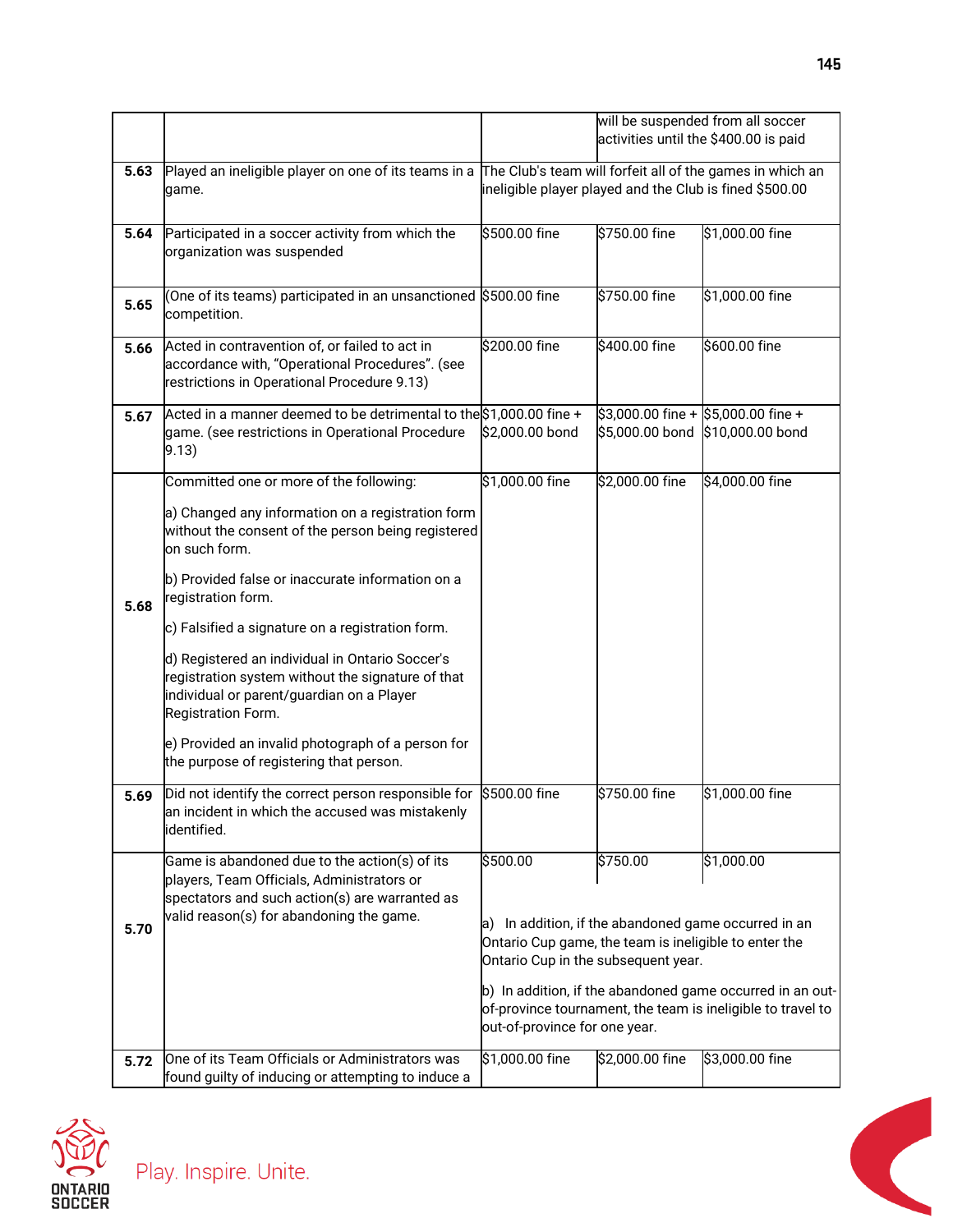| | | | | |
|---|---|---|---|---|
| | | | will be suspended from all soccer activities until the $400.00 is paid | |
| 5.63 | Played an ineligible player on one of its teams in a game. | The Club's team will forfeit all of the games in which an ineligible player played and the Club is fined $500.00 | | |
| 5.64 | Participated in a soccer activity from which the organization was suspended | $500.00 fine | $750.00 fine | $1,000.00 fine |
| 5.65 | (One of its teams) participated in an unsanctioned competition. | $500.00 fine | $750.00 fine | $1,000.00 fine |
| 5.66 | Acted in contravention of, or failed to act in accordance with, “Operational Procedures”. (see restrictions in Operational Procedure 9.13) | $200.00 fine | $400.00 fine | $600.00 fine |
| 5.67 | Acted in a manner deemed to be detrimental to the game. (see restrictions in Operational Procedure 9.13) | $1,000.00 fine + $2,000.00 bond | $3,000.00 fine + $5,000.00 bond | $5,000.00 fine + $10,000.00 bond |
| 5.68 | Committed one or more of the following:<br><br>a) Changed any information on a registration form without the consent of the person being registered on such form.<br><br>b) Provided false or inaccurate information on a registration form.<br><br>c) Falsified a signature on a registration form.<br><br>d) Registered an individual in Ontario Soccer's registration system without the signature of that individual or parent/guardian on a Player Registration Form.<br><br>e) Provided an invalid photograph of a person for the purpose of registering that person. | $1,000.00 fine | $2,000.00 fine | $4,000.00 fine |
| 5.69 | Did not identify the correct person responsible for an incident in which the accused was mistakenly identified. | $500.00 fine | $750.00 fine | $1,000.00 fine |
| 5.70 | Game is abandoned due to the action(s) of its players, Team Officials, Administrators or spectators and such action(s) are warranted as valid reason(s) for abandoning the game. | $500.00<br><br>a) In addition, if the abandoned game occurred in an Ontario Cup game, the team is ineligible to enter the Ontario Cup in the subsequent year.<br><br>b) In addition, if the abandoned game occurred in an out-of-province tournament, the team is ineligible to travel to out-of-province for one year. | $750.00 | $1,000.00 |
| 5.72 | One of its Team Officials or Administrators was found guilty of inducing or attempting to induce a | $1,000.00 fine | $2,000.00 fine | $3,000.00 fine |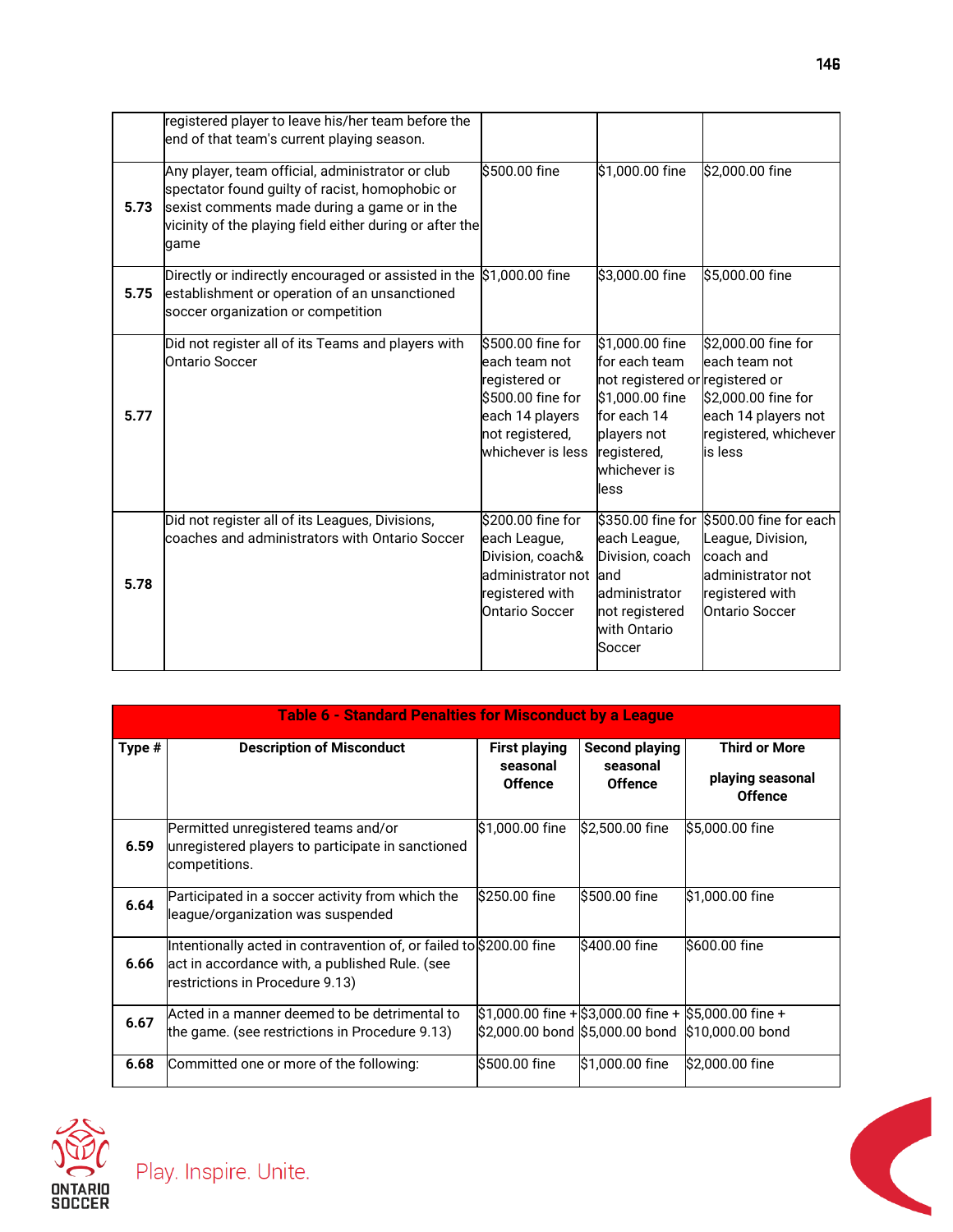| | | | | |
|---|---|---|---|---|
| | registered player to leave his/her team before the end of that team's current playing season. | | | |
| 5.73 | Any player, team official, administrator or club spectator found guilty of racist, homophobic or sexist comments made during a game or in the vicinity of the playing field either during or after the game | $500.00 fine | $1,000.00 fine | $2,000.00 fine |
| 5.75 | Directly or indirectly encouraged or assisted in the establishment or operation of an unsanctioned soccer organization or competition | $1,000.00 fine | $3,000.00 fine | $5,000.00 fine |
| 5.77 | Did not register all of its Teams and players with Ontario Soccer | $500.00 fine for each team not registered or $500.00 fine for each 14 players not registered, whichever is less | $1,000.00 fine for each team not registered or $1,000.00 fine for each 14 players not registered, whichever is less | $2,000.00 fine for each team not registered or $2,000.00 fine for each 14 players not registered, whichever is less |
| 5.78 | Did not register all of its Leagues, Divisions, coaches and administrators with Ontario Soccer | $200.00 fine for each League, Division, coach& administrator not registered with Ontario Soccer | $350.00 fine for each League, Division, coach and administrator not registered with Ontario Soccer | $500.00 fine for each League, Division, coach and administrator not registered with Ontario Soccer |

**Table 6 - Standard Penalties for Misconduct by a League**

| Type # | Description of Misconduct | First playing seasonal Offence | Second playing seasonal Offence | Third or More playing seasonal Offence |
|---|---|---|---|---|
| 6.59 | Permitted unregistered teams and/or unregistered players to participate in sanctioned competitions. | $1,000.00 fine | $2,500.00 fine | $5,000.00 fine |
| 6.64 | Participated in a soccer activity from which the league/organization was suspended | $250.00 fine | $500.00 fine | $1,000.00 fine |
| 6.66 | Intentionally acted in contravention of, or failed to act in accordance with, a published Rule. (see restrictions in Procedure 9.13) | $200.00 fine | $400.00 fine | $600.00 fine |
| 6.67 | Acted in a manner deemed to be detrimental to the game. (see restrictions in Procedure 9.13) | $1,000.00 fine + $2,000.00 bond | $3,000.00 fine + $5,000.00 bond | $5,000.00 fine + $10,000.00 bond |
| 6.68 | Committed one or more of the following: | $500.00 fine | $1,000.00 fine | $2,000.00 fine |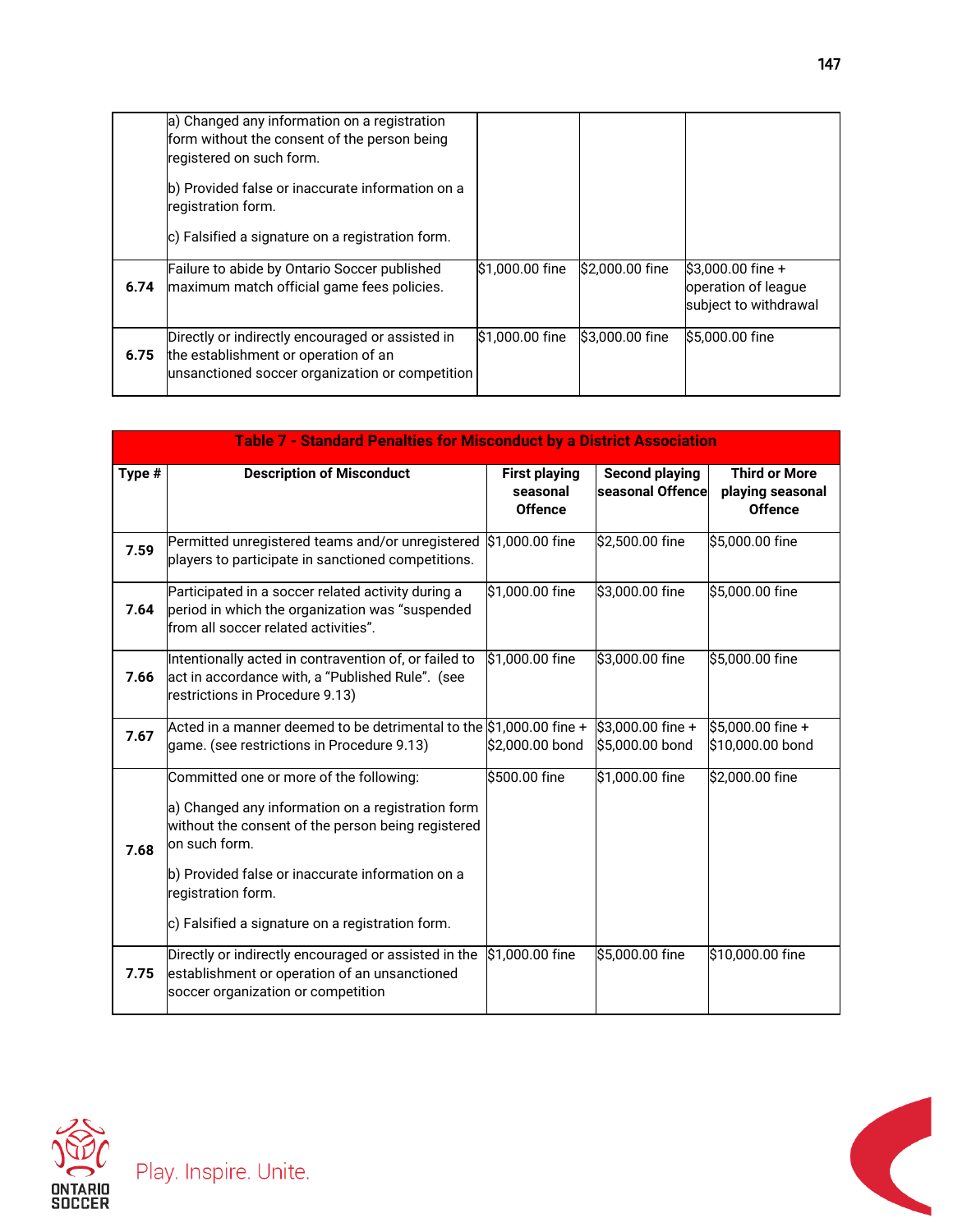| | | | | |
|---|---|---|---|---|
| | a) Changed any information on a registration form without the consent of the person being registered on such form.<br><br>b) Provided false or inaccurate information on a registration form.<br><br>c) Falsified a signature on a registration form. | | | |
| **6.74** | Failure to abide by Ontario Soccer published maximum match official game fees policies. | $1,000.00 fine | $2,000.00 fine | $3,000.00 fine + operation of league subject to withdrawal |
| **6.75** | Directly or indirectly encouraged or assisted in the establishment or operation of an unsanctioned soccer organization or competition | $1,000.00 fine | $3,000.00 fine | $5,000.00 fine |

**Table 7 - Standard Penalties for Misconduct by a District Association**

| Type # | Description of Misconduct | First playing seasonal Offence | Second playing seasonal Offence | Third or More playing seasonal Offence |
|---|---|---|---|---|
| **7.59** | Permitted unregistered teams and/or unregistered players to participate in sanctioned competitions. | $1,000.00 fine | $2,500.00 fine | $5,000.00 fine |
| **7.64** | Participated in a soccer related activity during a period in which the organization was "suspended from all soccer related activities". | $1,000.00 fine | $3,000.00 fine | $5,000.00 fine |
| **7.66** | Intentionally acted in contravention of, or failed to act in accordance with, a "Published Rule". (see restrictions in Procedure 9.13) | $1,000.00 fine | $3,000.00 fine | $5,000.00 fine |
| **7.67** | Acted in a manner deemed to be detrimental to the game. (see restrictions in Procedure 9.13) | $1,000.00 fine + $2,000.00 bond | $3,000.00 fine + $5,000.00 bond | $5,000.00 fine + $10,000.00 bond |
| **7.68** | Committed one or more of the following:<br><br>a) Changed any information on a registration form without the consent of the person being registered on such form.<br><br>b) Provided false or inaccurate information on a registration form.<br><br>c) Falsified a signature on a registration form. | $500.00 fine | $1,000.00 fine | $2,000.00 fine |
| **7.75** | Directly or indirectly encouraged or assisted in the establishment or operation of an unsanctioned soccer organization or competition | $1,000.00 fine | $5,000.00 fine | $10,000.00 fine |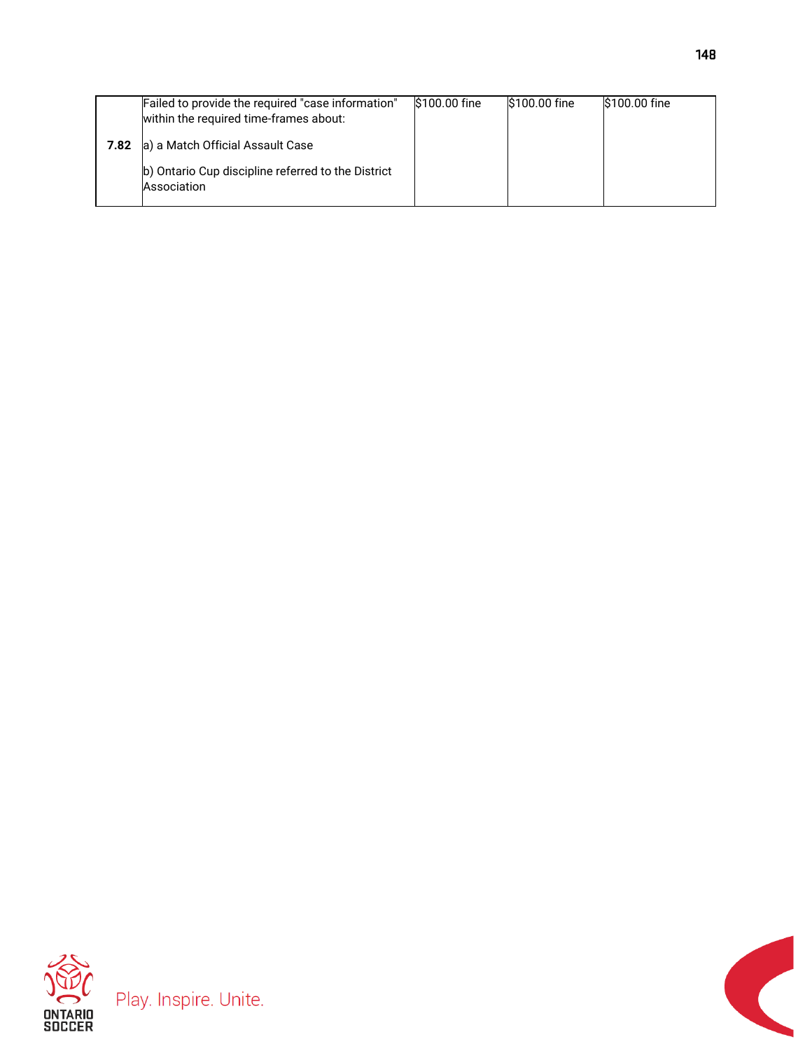| | | | | |
|---|---|---|---|---|
| 7.82 | Failed to provide the required "case information" within the required time-frames about:<br><br>a) a Match Official Assault Case<br><br>b) Ontario Cup discipline referred to the District Association | $100.00 fine | $100.00 fine | $100.00 fine |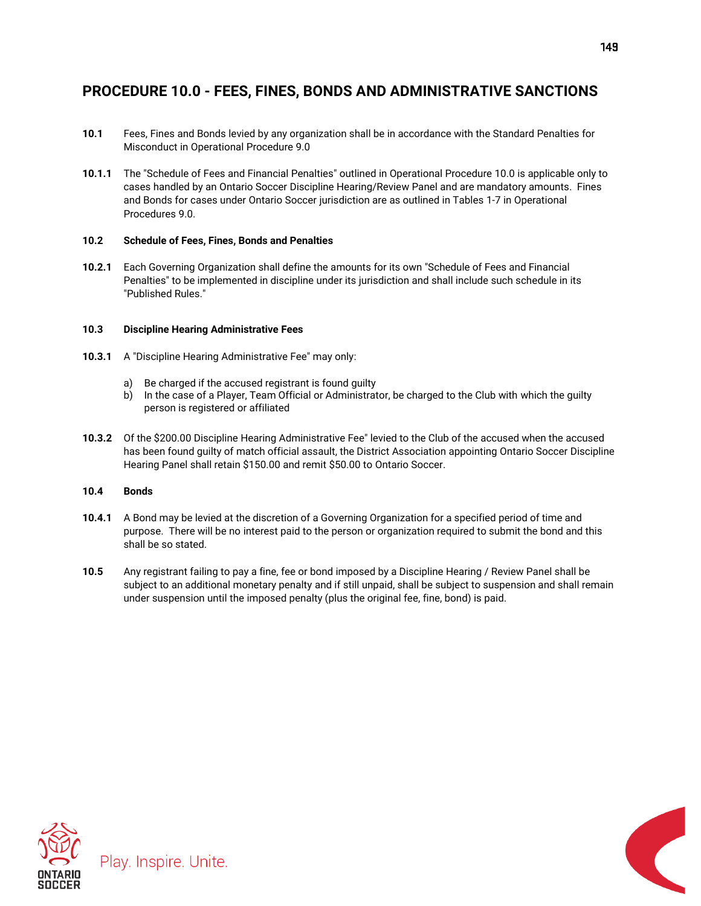# PROCEDURE 10.0 - FEES, FINES, BONDS AND ADMINISTRATIVE SANCTIONS

**10.1** Fees, Fines and Bonds levied by any organization shall be in accordance with the Standard Penalties for Misconduct in Operational Procedure 9.0

**10.1.1** The "Schedule of Fees and Financial Penalties" outlined in Operational Procedure 10.0 is applicable only to cases handled by an Ontario Soccer Discipline Hearing/Review Panel and are mandatory amounts. Fines and Bonds for cases under Ontario Soccer jurisdiction are as outlined in Tables 1-7 in Operational Procedures 9.0.

**10.2 Schedule of Fees, Fines, Bonds and Penalties**

**10.2.1** Each Governing Organization shall define the amounts for its own "Schedule of Fees and Financial Penalties" to be implemented in discipline under its jurisdiction and shall include such schedule in its "Published Rules."

**10.3 Discipline Hearing Administrative Fees**

**10.3.1** A "Discipline Hearing Administrative Fee" may only:

a) Be charged if the accused registrant is found guilty
b) In the case of a Player, Team Official or Administrator, be charged to the Club with which the guilty person is registered or affiliated

**10.3.2** Of the $200.00 Discipline Hearing Administrative Fee" levied to the Club of the accused when the accused has been found guilty of match official assault, the District Association appointing Ontario Soccer Discipline Hearing Panel shall retain $150.00 and remit $50.00 to Ontario Soccer.

**10.4 Bonds**

**10.4.1** A Bond may be levied at the discretion of a Governing Organization for a specified period of time and purpose. There will be no interest paid to the person or organization required to submit the bond and this shall be so stated.

**10.5** Any registrant failing to pay a fine, fee or bond imposed by a Discipline Hearing / Review Panel shall be subject to an additional monetary penalty and if still unpaid, shall be subject to suspension and shall remain under suspension until the imposed penalty (plus the original fee, fine, bond) is paid.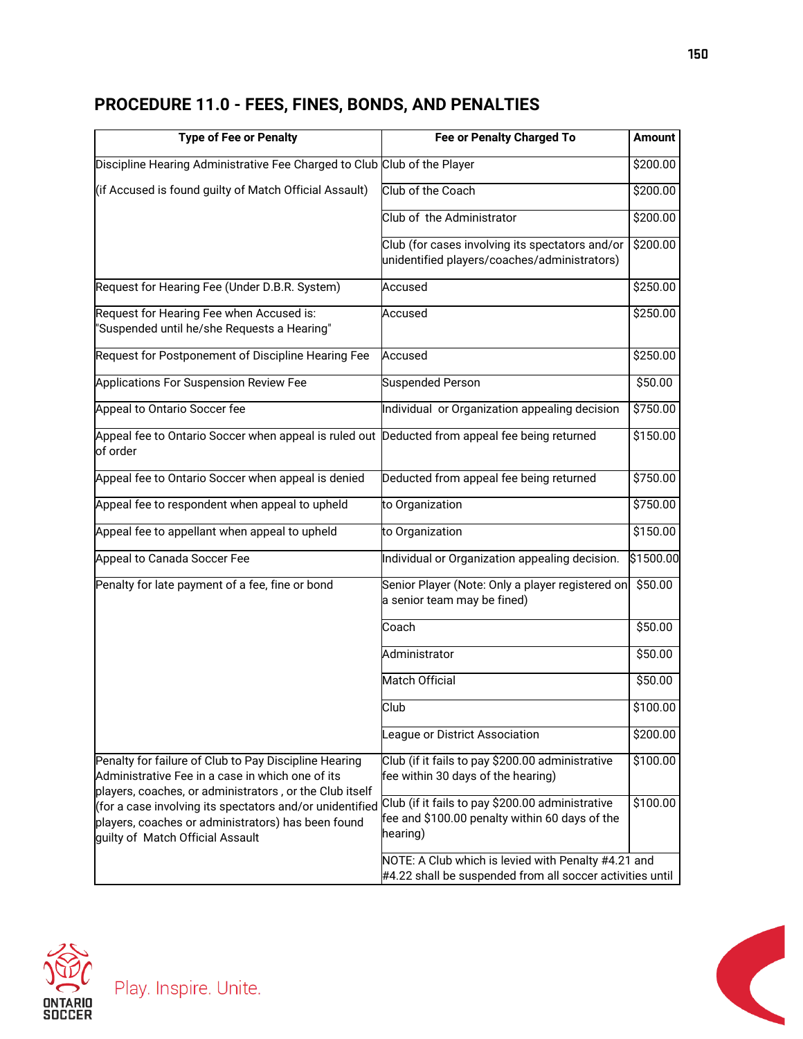## PROCEDURE 11.0 - FEES, FINES, BONDS, AND PENALTIES

| Type of Fee or Penalty | Fee or Penalty Charged To | Amount |
|---|---|---|
| Discipline Hearing Administrative Fee Charged to Club | Club of the Player | $200.00 |
| (if Accused is found guilty of Match Official Assault) | Club of the Coach | $200.00 |
| | Club of the Administrator | $200.00 |
| | Club (for cases involving its spectators and/or unidentified players/coaches/administrators) | $200.00 |
| Request for Hearing Fee (Under D.B.R. System) | Accused | $250.00 |
| Request for Hearing Fee when Accused is: "Suspended until he/she Requests a Hearing" | Accused | $250.00 |
| Request for Postponement of Discipline Hearing Fee | Accused | $250.00 |
| Applications For Suspension Review Fee | Suspended Person | $50.00 |
| Appeal to Ontario Soccer fee | Individual or Organization appealing decision | $750.00 |
| Appeal fee to Ontario Soccer when appeal is ruled out of order | Deducted from appeal fee being returned | $150.00 |
| Appeal fee to Ontario Soccer when appeal is denied | Deducted from appeal fee being returned | $750.00 |
| Appeal fee to respondent when appeal to upheld | to Organization | $750.00 |
| Appeal fee to appellant when appeal to upheld | to Organization | $150.00 |
| Appeal to Canada Soccer Fee | Individual or Organization appealing decision. | $1500.00 |
| Penalty for late payment of a fee, fine or bond | Senior Player (Note: Only a player registered on a senior team may be fined) | $50.00 |
| | Coach | $50.00 |
| | Administrator | $50.00 |
| | Match Official | $50.00 |
| | Club | $100.00 |
| | League or District Association | $200.00 |
| Penalty for failure of Club to Pay Discipline Hearing Administrative Fee in a case in which one of its players, coaches, or administrators , or the Club itself (for a case involving its spectators and/or unidentified players, coaches or administrators) has been found guilty of Match Official Assault | Club (if it fails to pay $200.00 administrative fee within 30 days of the hearing) | $100.00 |
| | Club (if it fails to pay $200.00 administrative fee and $100.00 penalty within 60 days of the hearing) | $100.00 |
| | NOTE: A Club which is levied with Penalty #4.21 and #4.22 shall be suspended from all soccer activities until | |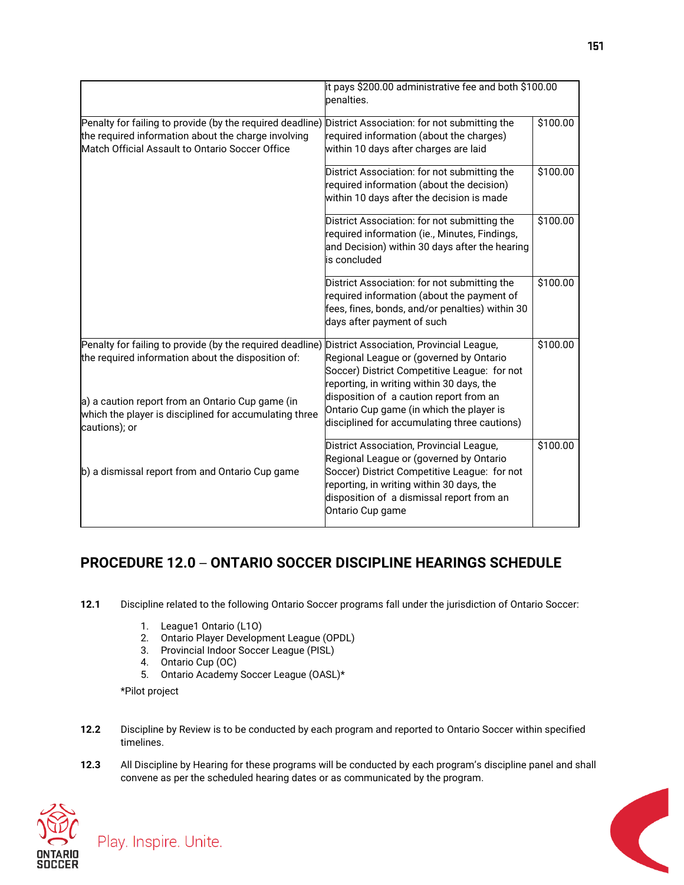| | | |
|---|---|---|
| | it pays $200.00 administrative fee and both $100.00 penalties. | |
| Penalty for failing to provide (by the required deadline) the required information about the charge involving Match Official Assault to Ontario Soccer Office | District Association: for not submitting the required information (about the charges) within 10 days after charges are laid | $100.00 |
| | District Association: for not submitting the required information (about the decision) within 10 days after the decision is made | $100.00 |
| | District Association: for not submitting the required information (ie., Minutes, Findings, and Decision) within 30 days after the hearing is concluded | $100.00 |
| | District Association: for not submitting the required information (about the payment of fees, fines, bonds, and/or penalties) within 30 days after payment of such | $100.00 |
| Penalty for failing to provide (by the required deadline) the required information about the disposition of:<br><br>a) a caution report from an Ontario Cup game (in which the player is disciplined for accumulating three cautions); or | District Association, Provincial League, Regional League or (governed by Ontario Soccer) District Competitive League: for not reporting, in writing within 30 days, the disposition of a caution report from an Ontario Cup game (in which the player is disciplined for accumulating three cautions) | $100.00 |
| b) a dismissal report from and Ontario Cup game | District Association, Provincial League, Regional League or (governed by Ontario Soccer) District Competitive League: for not reporting, in writing within 30 days, the disposition of a dismissal report from an Ontario Cup game | $100.00 |

## PROCEDURE 12.0 – ONTARIO SOCCER DISCIPLINE HEARINGS SCHEDULE

**12.1** Discipline related to the following Ontario Soccer programs fall under the jurisdiction of Ontario Soccer:

1. League1 Ontario (L1O)
2. Ontario Player Development League (OPDL)
3. Provincial Indoor Soccer League (PISL)
4. Ontario Cup (OC)
5. Ontario Academy Soccer League (OASL)*

*Pilot project

**12.2** Discipline by Review is to be conducted by each program and reported to Ontario Soccer within specified timelines.

**12.3** All Discipline by Hearing for these programs will be conducted by each program's discipline panel and shall convene as per the scheduled hearing dates or as communicated by the program.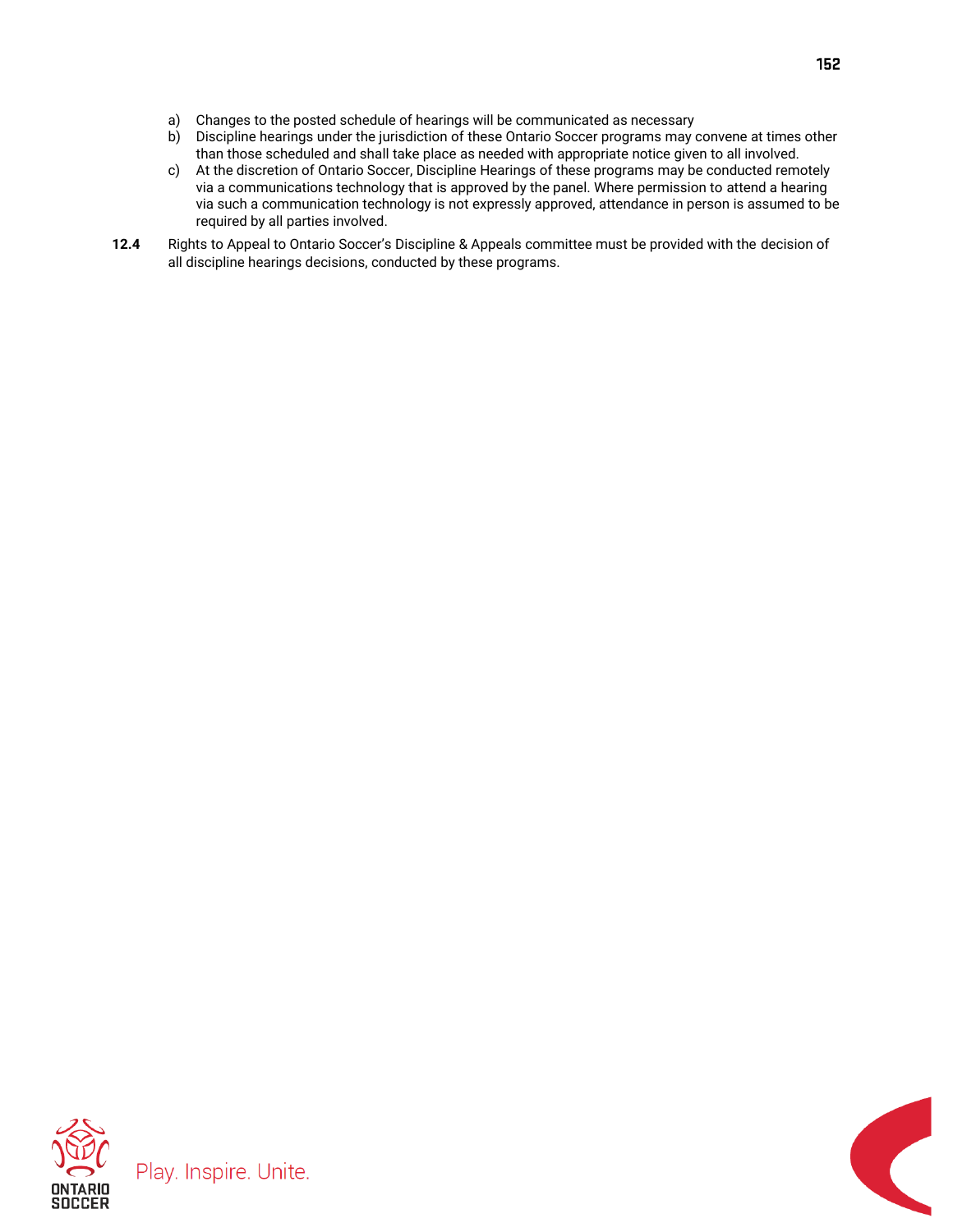a) Changes to the posted schedule of hearings will be communicated as necessary
b) Discipline hearings under the jurisdiction of these Ontario Soccer programs may convene at times other than those scheduled and shall take place as needed with appropriate notice given to all involved.
c) At the discretion of Ontario Soccer, Discipline Hearings of these programs may be conducted remotely via a communications technology that is approved by the panel. Where permission to attend a hearing via such a communication technology is not expressly approved, attendance in person is assumed to be required by all parties involved.

**12.4** Rights to Appeal to Ontario Soccer's Discipline & Appeals committee must be provided with the decision of all discipline hearings decisions, conducted by these programs.